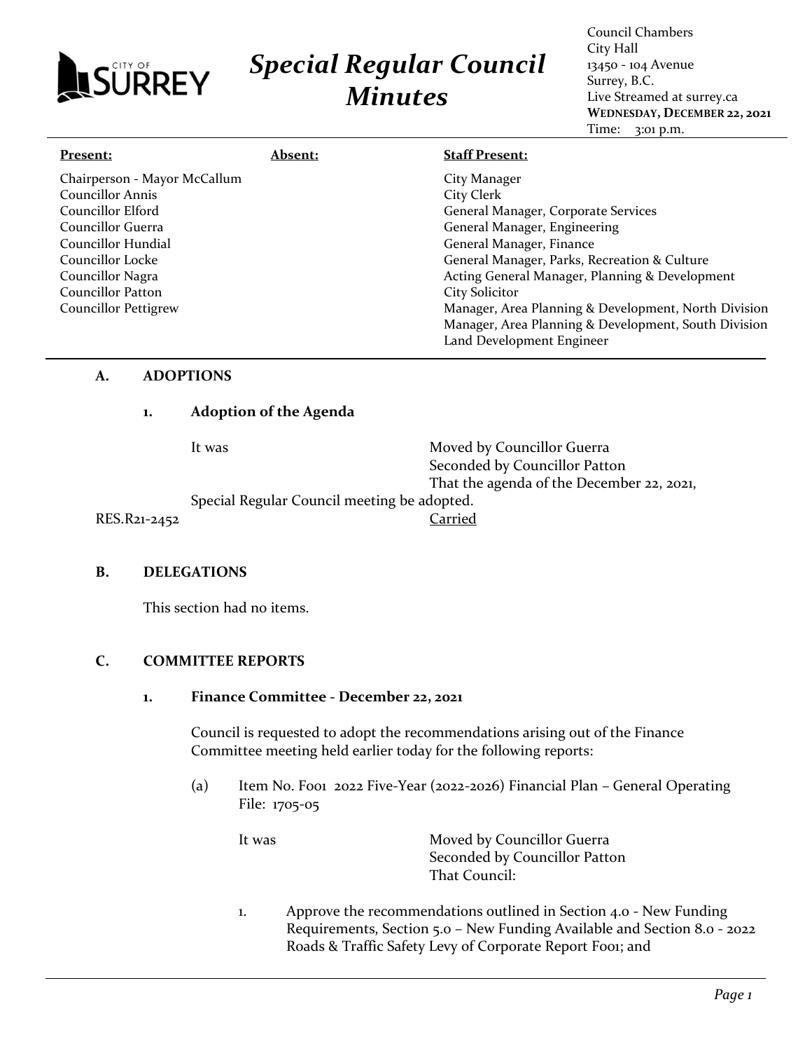CITY OF SURREY

# *Special Regular Council Minutes*

Council Chambers
City Hall
13450 - 104 Avenue
Surrey, B.C.
Live Streamed at surrey.ca
**WEDNESDAY, DECEMBER 22, 2021**
Time: 3:01 p.m.

| **Present:** | **Absent:** | **Staff Present:** |
|---|---|---|
| Chairperson - Mayor McCallum | | City Manager |
| Councillor Annis | | City Clerk |
| Councillor Elford | | General Manager, Corporate Services |
| Councillor Guerra | | General Manager, Engineering |
| Councillor Hundial | | General Manager, Finance |
| Councillor Locke | | General Manager, Parks, Recreation & Culture |
| Councillor Nagra | | Acting General Manager, Planning & Development |
| Councillor Patton | | City Solicitor |
| Councillor Pettigrew | | Manager, Area Planning & Development, North Division |
| | | Manager, Area Planning & Development, South Division |
| | | Land Development Engineer |

## A. ADOPTIONS

### 1. Adoption of the Agenda

It was Moved by Councillor Guerra
Seconded by Councillor Patton
That the agenda of the December 22, 2021, Special Regular Council meeting be adopted.

RES.R21-2452 Carried

## B. DELEGATIONS

This section had no items.

## C. COMMITTEE REPORTS

### 1. Finance Committee - December 22, 2021

Council is requested to adopt the recommendations arising out of the Finance Committee meeting held earlier today for the following reports:

(a) Item No. F001 2022 Five-Year (2022-2026) Financial Plan – General Operating
File: 1705-05

It was Moved by Councillor Guerra
Seconded by Councillor Patton
That Council:

1. Approve the recommendations outlined in Section 4.0 - New Funding Requirements, Section 5.0 – New Funding Available and Section 8.0 - 2022 Roads & Traffic Safety Levy of Corporate Report F001; and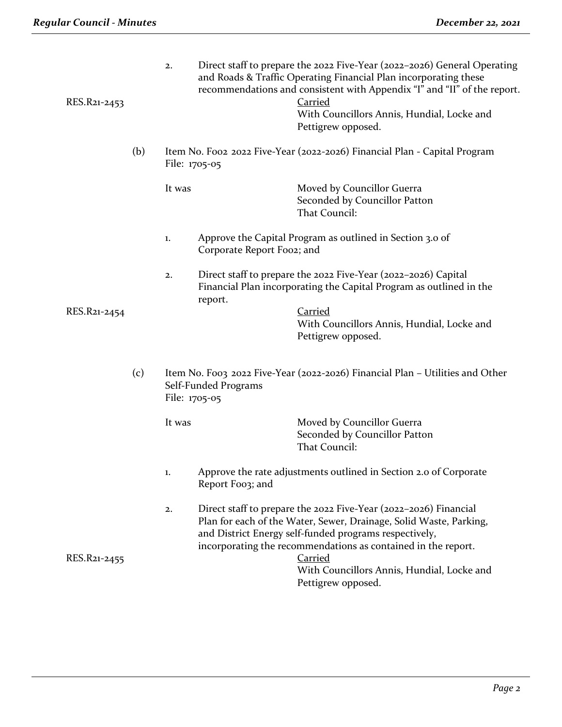2. Direct staff to prepare the 2022 Five-Year (2022–2026) General Operating and Roads & Traffic Operating Financial Plan incorporating these recommendations and consistent with Appendix "I" and "II" of the report.

RES.R21-2453

Carried
With Councillors Annis, Hundial, Locke and Pettigrew opposed.

(b) Item No. F002 2022 Five-Year (2022-2026) Financial Plan - Capital Program
File: 1705-05

It was

Moved by Councillor Guerra
Seconded by Councillor Patton
That Council:

1. Approve the Capital Program as outlined in Section 3.0 of Corporate Report F002; and

2. Direct staff to prepare the 2022 Five-Year (2022–2026) Capital Financial Plan incorporating the Capital Program as outlined in the report.

RES.R21-2454

Carried
With Councillors Annis, Hundial, Locke and Pettigrew opposed.

(c) Item No. F003 2022 Five-Year (2022-2026) Financial Plan – Utilities and Other Self-Funded Programs
File: 1705-05

It was

Moved by Councillor Guerra
Seconded by Councillor Patton
That Council:

1. Approve the rate adjustments outlined in Section 2.0 of Corporate Report F003; and

2. Direct staff to prepare the 2022 Five-Year (2022–2026) Financial Plan for each of the Water, Sewer, Drainage, Solid Waste, Parking, and District Energy self-funded programs respectively, incorporating the recommendations as contained in the report.

RES.R21-2455

Carried
With Councillors Annis, Hundial, Locke and Pettigrew opposed.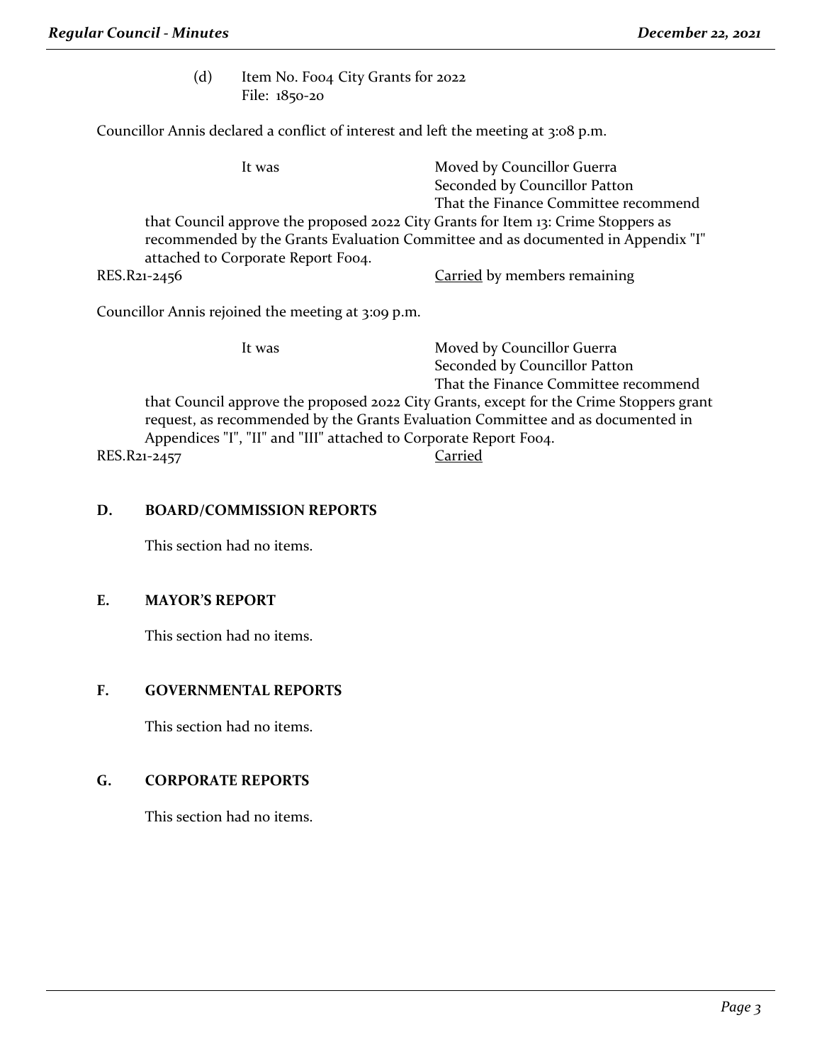(d) Item No. F004 City Grants for 2022
File: 1850-20

Councillor Annis declared a conflict of interest and left the meeting at 3:08 p.m.

It was Moved by Councillor Guerra
Seconded by Councillor Patton
That the Finance Committee recommend that Council approve the proposed 2022 City Grants for Item 13: Crime Stoppers as recommended by the Grants Evaluation Committee and as documented in Appendix "I" attached to Corporate Report F004.

RES.R21-2456 Carried by members remaining

Councillor Annis rejoined the meeting at 3:09 p.m.

It was Moved by Councillor Guerra
Seconded by Councillor Patton
That the Finance Committee recommend that Council approve the proposed 2022 City Grants, except for the Crime Stoppers grant request, as recommended by the Grants Evaluation Committee and as documented in Appendices "I", "II" and "III" attached to Corporate Report F004.

RES.R21-2457 Carried

## D. BOARD/COMMISSION REPORTS

This section had no items.

## E. MAYOR'S REPORT

This section had no items.

## F. GOVERNMENTAL REPORTS

This section had no items.

## G. CORPORATE REPORTS

This section had no items.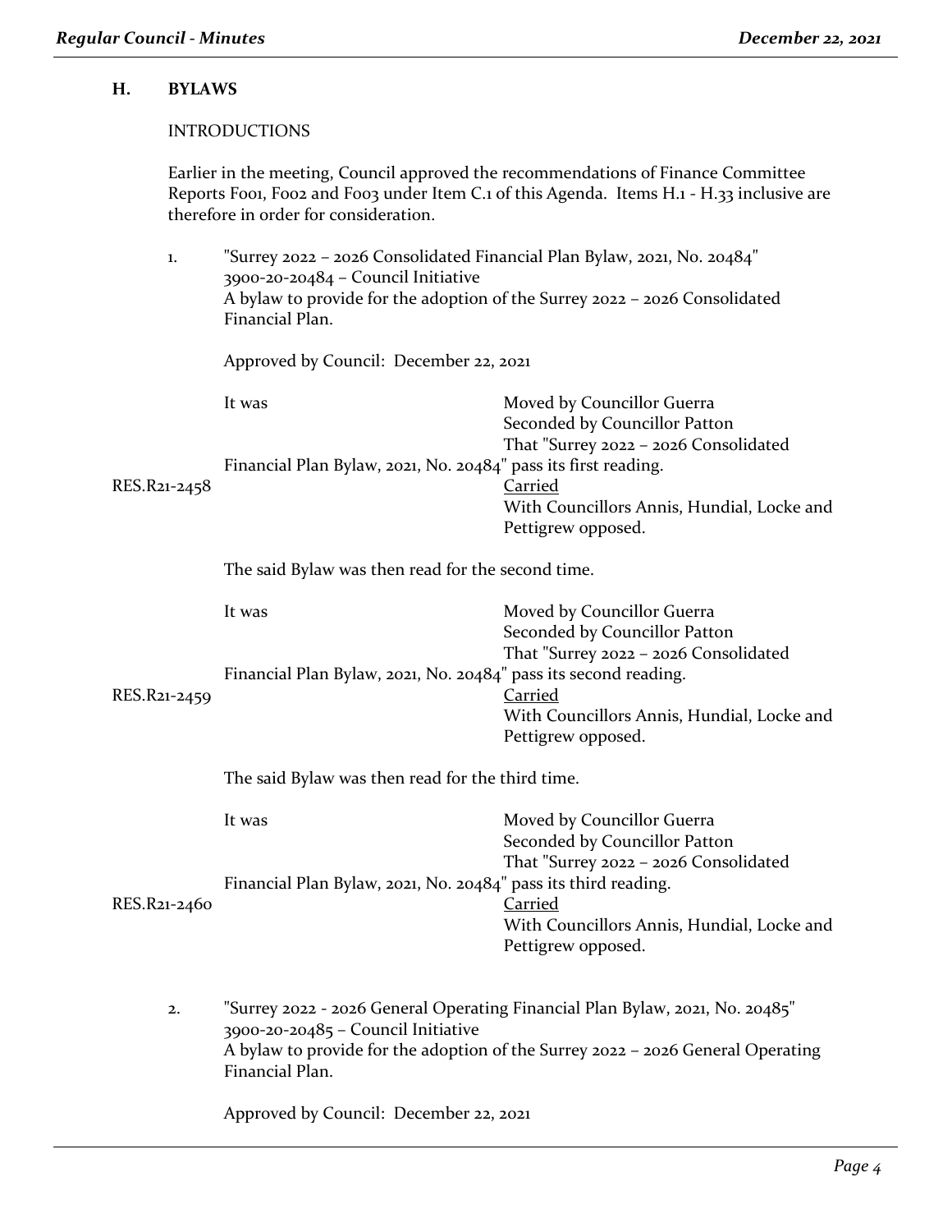## H. BYLAWS

INTRODUCTIONS

Earlier in the meeting, Council approved the recommendations of Finance Committee Reports F001, F002 and F003 under Item C.1 of this Agenda. Items H.1 - H.33 inclusive are therefore in order for consideration.

1. "Surrey 2022 – 2026 Consolidated Financial Plan Bylaw, 2021, No. 20484"
   3900-20-20484 – Council Initiative
   A bylaw to provide for the adoption of the Surrey 2022 – 2026 Consolidated Financial Plan.

   Approved by Council: December 22, 2021

   It was Moved by Councillor Guerra
   Seconded by Councillor Patton
   That "Surrey 2022 – 2026 Consolidated Financial Plan Bylaw, 2021, No. 20484" pass its first reading.

   RES.R21-2458 Carried
   With Councillors Annis, Hundial, Locke and Pettigrew opposed.

   The said Bylaw was then read for the second time.

   It was Moved by Councillor Guerra
   Seconded by Councillor Patton
   That "Surrey 2022 – 2026 Consolidated Financial Plan Bylaw, 2021, No. 20484" pass its second reading.

   RES.R21-2459 Carried
   With Councillors Annis, Hundial, Locke and Pettigrew opposed.

   The said Bylaw was then read for the third time.

   It was Moved by Councillor Guerra
   Seconded by Councillor Patton
   That "Surrey 2022 – 2026 Consolidated Financial Plan Bylaw, 2021, No. 20484" pass its third reading.

   RES.R21-2460 Carried
   With Councillors Annis, Hundial, Locke and Pettigrew opposed.

2. "Surrey 2022 - 2026 General Operating Financial Plan Bylaw, 2021, No. 20485"
   3900-20-20485 – Council Initiative
   A bylaw to provide for the adoption of the Surrey 2022 – 2026 General Operating Financial Plan.

   Approved by Council: December 22, 2021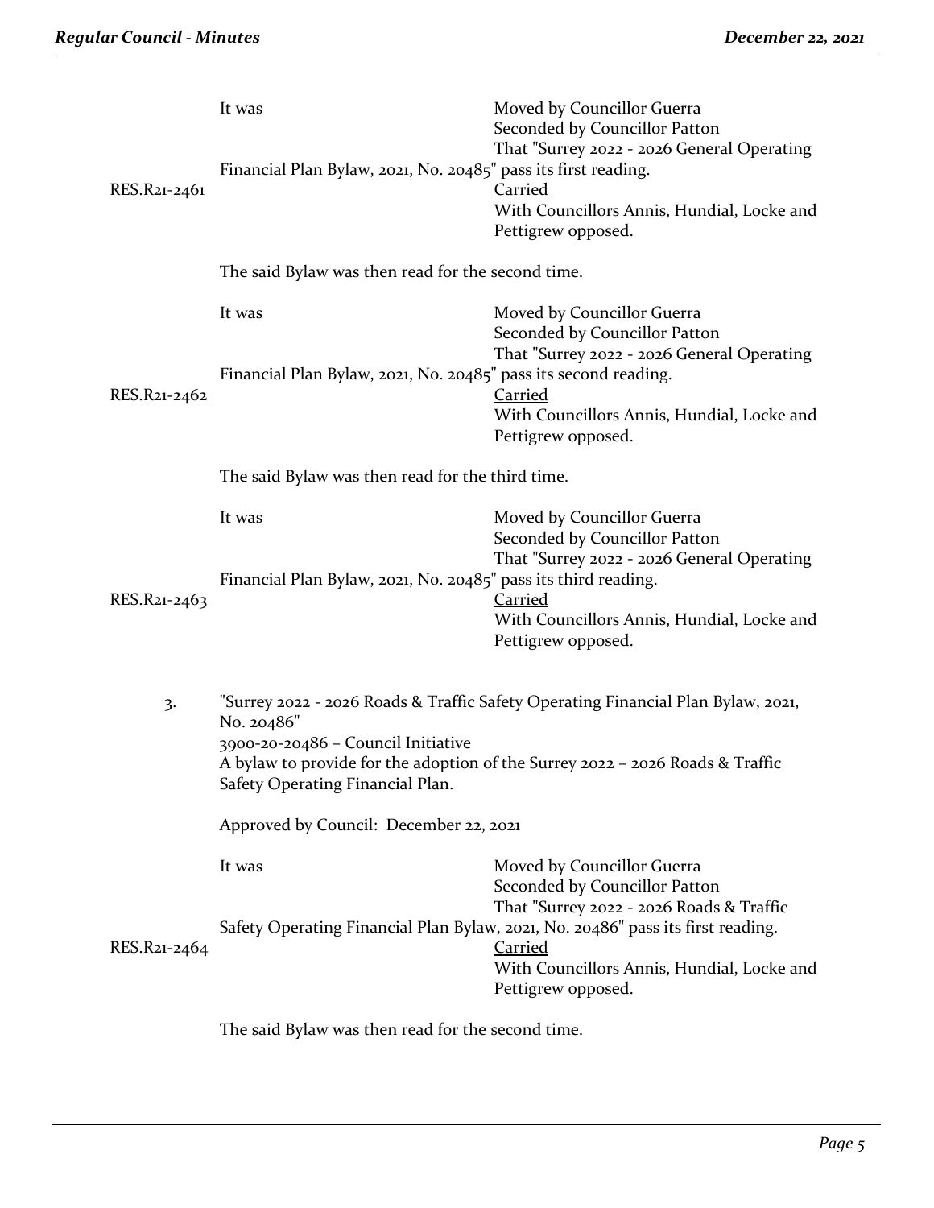| | | |
|---|---|---|
| | It was | Moved by Councillor Guerra<br>Seconded by Councillor Patton<br>That "Surrey 2022 - 2026 General Operating Financial Plan Bylaw, 2021, No. 20485" pass its first reading. |
| RES.R21-2461 | | Carried<br>With Councillors Annis, Hundial, Locke and Pettigrew opposed. |

The said Bylaw was then read for the second time.

| | | |
|---|---|---|
| | It was | Moved by Councillor Guerra<br>Seconded by Councillor Patton<br>That "Surrey 2022 - 2026 General Operating Financial Plan Bylaw, 2021, No. 20485" pass its second reading. |
| RES.R21-2462 | | Carried<br>With Councillors Annis, Hundial, Locke and Pettigrew opposed. |

The said Bylaw was then read for the third time.

| | | |
|---|---|---|
| | It was | Moved by Councillor Guerra<br>Seconded by Councillor Patton<br>That "Surrey 2022 - 2026 General Operating Financial Plan Bylaw, 2021, No. 20485" pass its third reading. |
| RES.R21-2463 | | Carried<br>With Councillors Annis, Hundial, Locke and Pettigrew opposed. |

3. "Surrey 2022 - 2026 Roads & Traffic Safety Operating Financial Plan Bylaw, 2021, No. 20486"
3900-20-20486 – Council Initiative
A bylaw to provide for the adoption of the Surrey 2022 – 2026 Roads & Traffic Safety Operating Financial Plan.

Approved by Council: December 22, 2021

| | | |
|---|---|---|
| | It was | Moved by Councillor Guerra<br>Seconded by Councillor Patton<br>That "Surrey 2022 - 2026 Roads & Traffic Safety Operating Financial Plan Bylaw, 2021, No. 20486" pass its first reading. |
| RES.R21-2464 | | Carried<br>With Councillors Annis, Hundial, Locke and Pettigrew opposed. |

The said Bylaw was then read for the second time.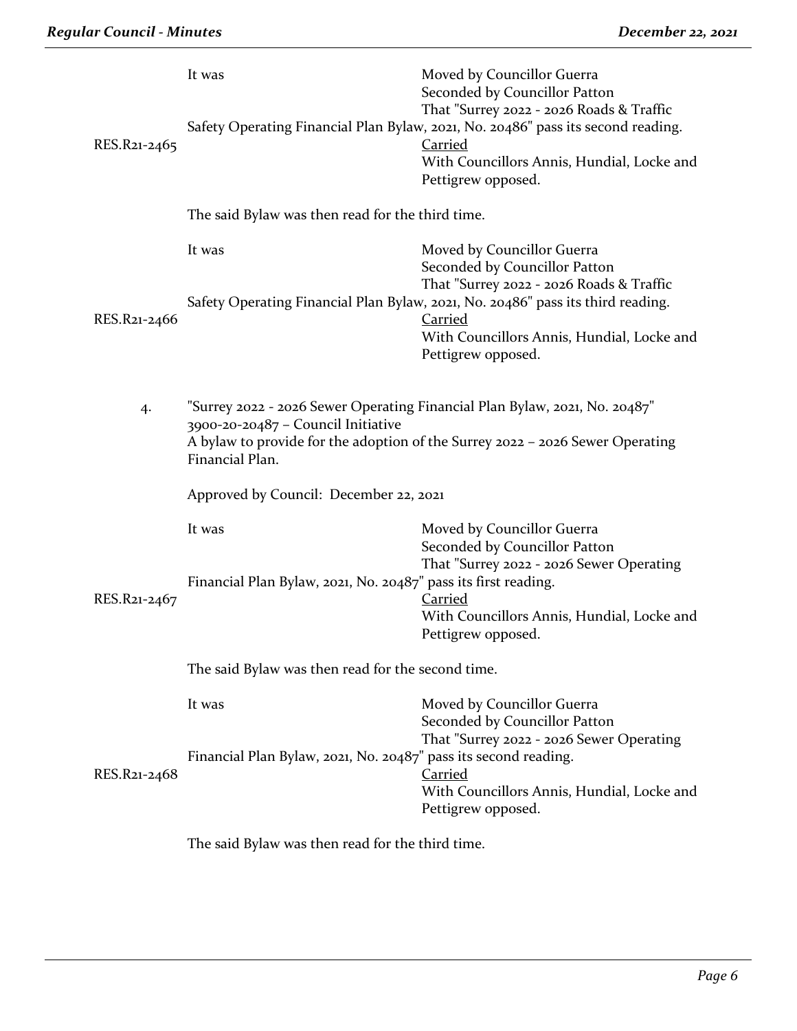RES.R21-2465

It was Moved by Councillor Guerra
Seconded by Councillor Patton
That "Surrey 2022 - 2026 Roads & Traffic Safety Operating Financial Plan Bylaw, 2021, No. 20486" pass its second reading.
Carried
With Councillors Annis, Hundial, Locke and Pettigrew opposed.

The said Bylaw was then read for the third time.

RES.R21-2466

It was Moved by Councillor Guerra
Seconded by Councillor Patton
That "Surrey 2022 - 2026 Roads & Traffic Safety Operating Financial Plan Bylaw, 2021, No. 20486" pass its third reading.
Carried
With Councillors Annis, Hundial, Locke and Pettigrew opposed.

4. "Surrey 2022 - 2026 Sewer Operating Financial Plan Bylaw, 2021, No. 20487"
3900-20-20487 – Council Initiative
A bylaw to provide for the adoption of the Surrey 2022 – 2026 Sewer Operating Financial Plan.

Approved by Council: December 22, 2021

RES.R21-2467

It was Moved by Councillor Guerra
Seconded by Councillor Patton
That "Surrey 2022 - 2026 Sewer Operating Financial Plan Bylaw, 2021, No. 20487" pass its first reading.
Carried
With Councillors Annis, Hundial, Locke and Pettigrew opposed.

The said Bylaw was then read for the second time.

RES.R21-2468

It was Moved by Councillor Guerra
Seconded by Councillor Patton
That "Surrey 2022 - 2026 Sewer Operating Financial Plan Bylaw, 2021, No. 20487" pass its second reading.
Carried
With Councillors Annis, Hundial, Locke and Pettigrew opposed.

The said Bylaw was then read for the third time.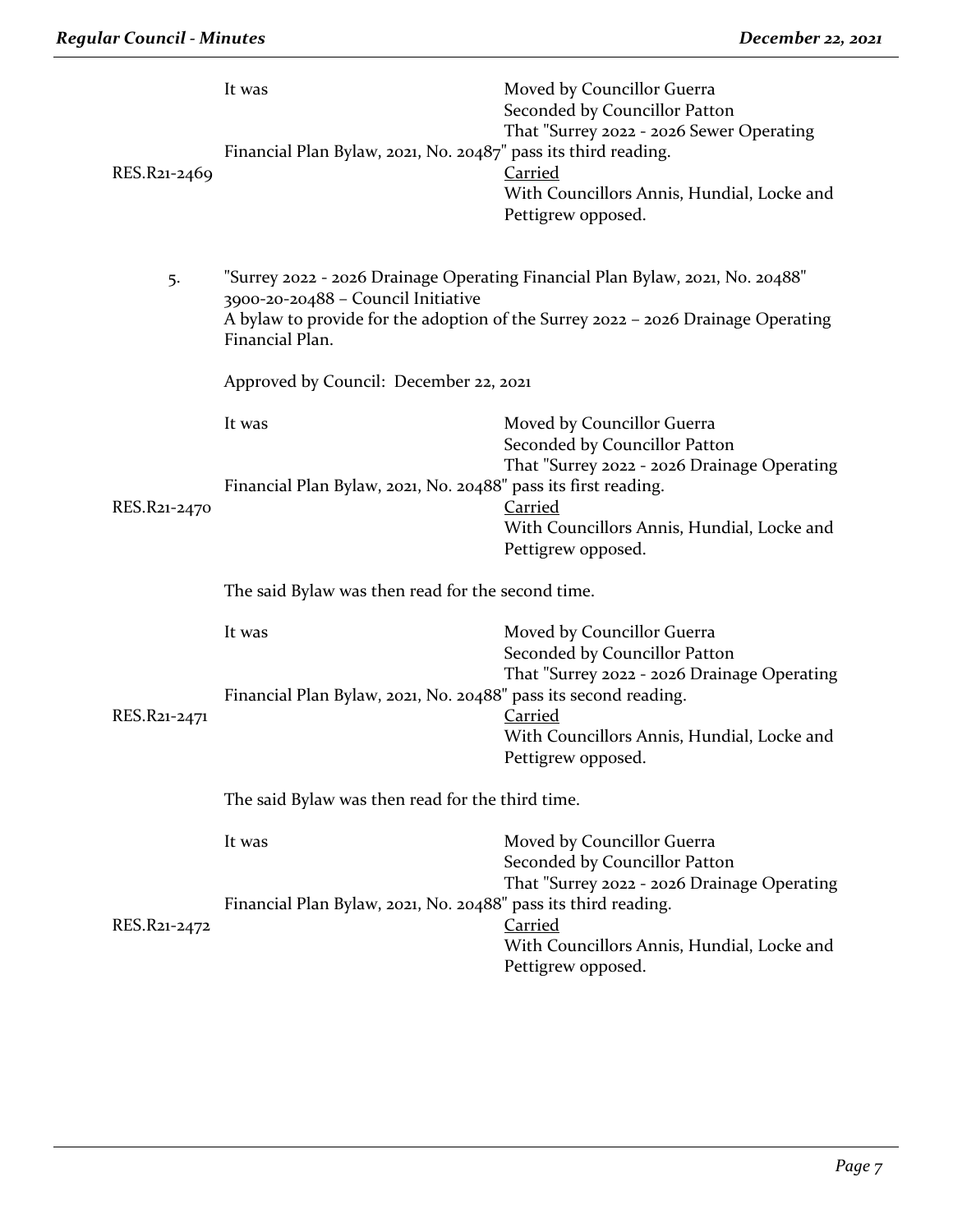It was Moved by Councillor Guerra
Seconded by Councillor Patton
That "Surrey 2022 - 2026 Sewer Operating Financial Plan Bylaw, 2021, No. 20487" pass its third reading.

RES.R21-2469 Carried
With Councillors Annis, Hundial, Locke and Pettigrew opposed.

5. "Surrey 2022 - 2026 Drainage Operating Financial Plan Bylaw, 2021, No. 20488"
3900-20-20488 – Council Initiative
A bylaw to provide for the adoption of the Surrey 2022 – 2026 Drainage Operating Financial Plan.

Approved by Council: December 22, 2021

It was Moved by Councillor Guerra
Seconded by Councillor Patton
That "Surrey 2022 - 2026 Drainage Operating Financial Plan Bylaw, 2021, No. 20488" pass its first reading.

RES.R21-2470 Carried
With Councillors Annis, Hundial, Locke and Pettigrew opposed.

The said Bylaw was then read for the second time.

It was Moved by Councillor Guerra
Seconded by Councillor Patton
That "Surrey 2022 - 2026 Drainage Operating Financial Plan Bylaw, 2021, No. 20488" pass its second reading.

RES.R21-2471 Carried
With Councillors Annis, Hundial, Locke and Pettigrew opposed.

The said Bylaw was then read for the third time.

It was Moved by Councillor Guerra
Seconded by Councillor Patton
That "Surrey 2022 - 2026 Drainage Operating Financial Plan Bylaw, 2021, No. 20488" pass its third reading.

RES.R21-2472 Carried
With Councillors Annis, Hundial, Locke and Pettigrew opposed.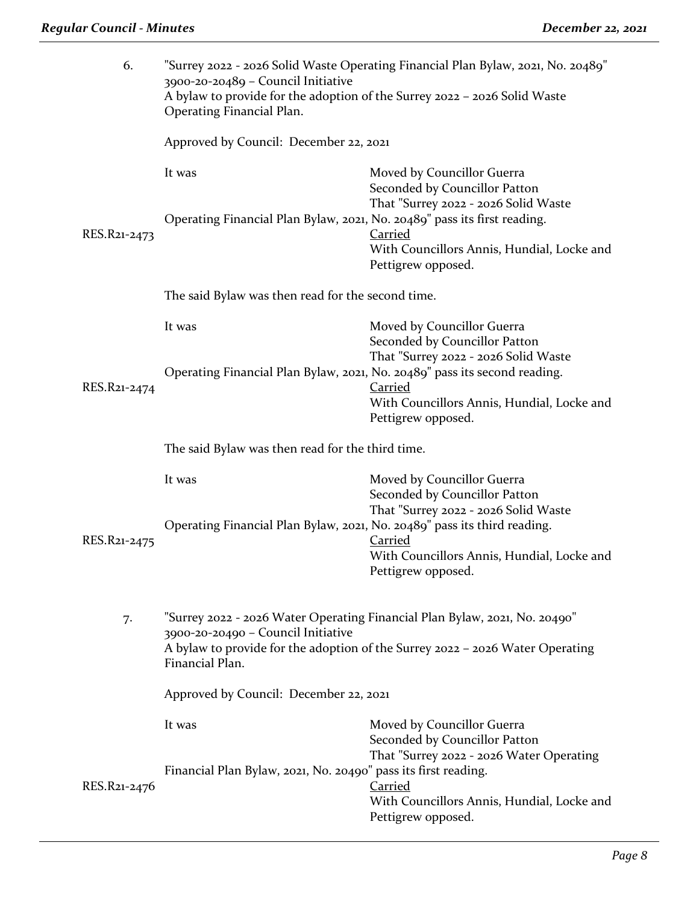6. "Surrey 2022 - 2026 Solid Waste Operating Financial Plan Bylaw, 2021, No. 20489"
3900-20-20489 – Council Initiative
A bylaw to provide for the adoption of the Surrey 2022 – 2026 Solid Waste Operating Financial Plan.

Approved by Council: December 22, 2021

It was Moved by Councillor Guerra
Seconded by Councillor Patton
That "Surrey 2022 - 2026 Solid Waste Operating Financial Plan Bylaw, 2021, No. 20489" pass its first reading.

RES.R21-2473 Carried
With Councillors Annis, Hundial, Locke and Pettigrew opposed.

The said Bylaw was then read for the second time.

It was Moved by Councillor Guerra
Seconded by Councillor Patton
That "Surrey 2022 - 2026 Solid Waste Operating Financial Plan Bylaw, 2021, No. 20489" pass its second reading.

RES.R21-2474 Carried
With Councillors Annis, Hundial, Locke and Pettigrew opposed.

The said Bylaw was then read for the third time.

It was Moved by Councillor Guerra
Seconded by Councillor Patton
That "Surrey 2022 - 2026 Solid Waste Operating Financial Plan Bylaw, 2021, No. 20489" pass its third reading.

RES.R21-2475 Carried
With Councillors Annis, Hundial, Locke and Pettigrew opposed.

7. "Surrey 2022 - 2026 Water Operating Financial Plan Bylaw, 2021, No. 20490"
3900-20-20490 – Council Initiative
A bylaw to provide for the adoption of the Surrey 2022 – 2026 Water Operating Financial Plan.

Approved by Council: December 22, 2021

It was Moved by Councillor Guerra
Seconded by Councillor Patton
That "Surrey 2022 - 2026 Water Operating Financial Plan Bylaw, 2021, No. 20490" pass its first reading.

RES.R21-2476 Carried
With Councillors Annis, Hundial, Locke and Pettigrew opposed.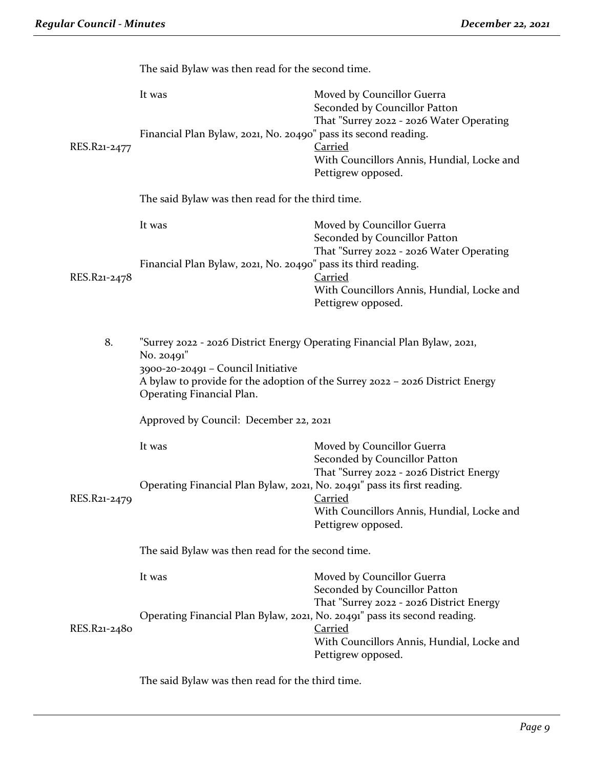The said Bylaw was then read for the second time.

It was Moved by Councillor Guerra
Seconded by Councillor Patton
That "Surrey 2022 - 2026 Water Operating Financial Plan Bylaw, 2021, No. 20490" pass its second reading.

RES.R21-2477 Carried
With Councillors Annis, Hundial, Locke and Pettigrew opposed.

The said Bylaw was then read for the third time.

It was Moved by Councillor Guerra
Seconded by Councillor Patton
That "Surrey 2022 - 2026 Water Operating Financial Plan Bylaw, 2021, No. 20490" pass its third reading.

RES.R21-2478 Carried
With Councillors Annis, Hundial, Locke and Pettigrew opposed.

8. "Surrey 2022 - 2026 District Energy Operating Financial Plan Bylaw, 2021, No. 20491"
3900-20-20491 – Council Initiative
A bylaw to provide for the adoption of the Surrey 2022 – 2026 District Energy Operating Financial Plan.

Approved by Council: December 22, 2021

It was Moved by Councillor Guerra
Seconded by Councillor Patton
That "Surrey 2022 - 2026 District Energy Operating Financial Plan Bylaw, 2021, No. 20491" pass its first reading.

RES.R21-2479 Carried
With Councillors Annis, Hundial, Locke and Pettigrew opposed.

The said Bylaw was then read for the second time.

It was Moved by Councillor Guerra
Seconded by Councillor Patton
That "Surrey 2022 - 2026 District Energy Operating Financial Plan Bylaw, 2021, No. 20491" pass its second reading.

RES.R21-2480 Carried
With Councillors Annis, Hundial, Locke and Pettigrew opposed.

The said Bylaw was then read for the third time.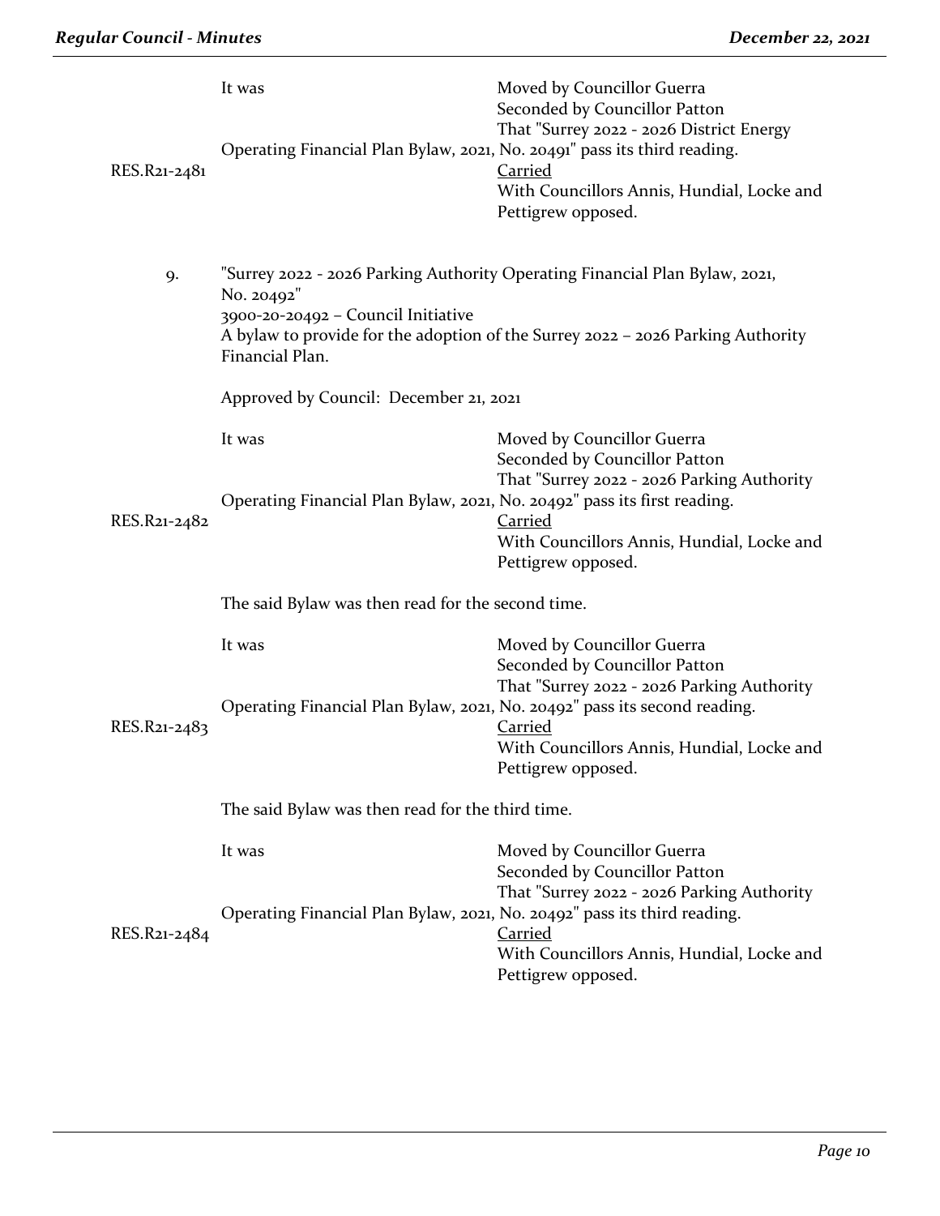It was Moved by Councillor Guerra
Seconded by Councillor Patton
That "Surrey 2022 - 2026 District Energy Operating Financial Plan Bylaw, 2021, No. 20491" pass its third reading.

RES.R21-2481 Carried
With Councillors Annis, Hundial, Locke and Pettigrew opposed.

9. "Surrey 2022 - 2026 Parking Authority Operating Financial Plan Bylaw, 2021, No. 20492"
3900-20-20492 – Council Initiative
A bylaw to provide for the adoption of the Surrey 2022 – 2026 Parking Authority Financial Plan.

Approved by Council: December 21, 2021

It was Moved by Councillor Guerra
Seconded by Councillor Patton
That "Surrey 2022 - 2026 Parking Authority Operating Financial Plan Bylaw, 2021, No. 20492" pass its first reading.

RES.R21-2482 Carried
With Councillors Annis, Hundial, Locke and Pettigrew opposed.

The said Bylaw was then read for the second time.

It was Moved by Councillor Guerra
Seconded by Councillor Patton
That "Surrey 2022 - 2026 Parking Authority Operating Financial Plan Bylaw, 2021, No. 20492" pass its second reading.

RES.R21-2483 Carried
With Councillors Annis, Hundial, Locke and Pettigrew opposed.

The said Bylaw was then read for the third time.

It was Moved by Councillor Guerra
Seconded by Councillor Patton
That "Surrey 2022 - 2026 Parking Authority Operating Financial Plan Bylaw, 2021, No. 20492" pass its third reading.

RES.R21-2484 Carried
With Councillors Annis, Hundial, Locke and Pettigrew opposed.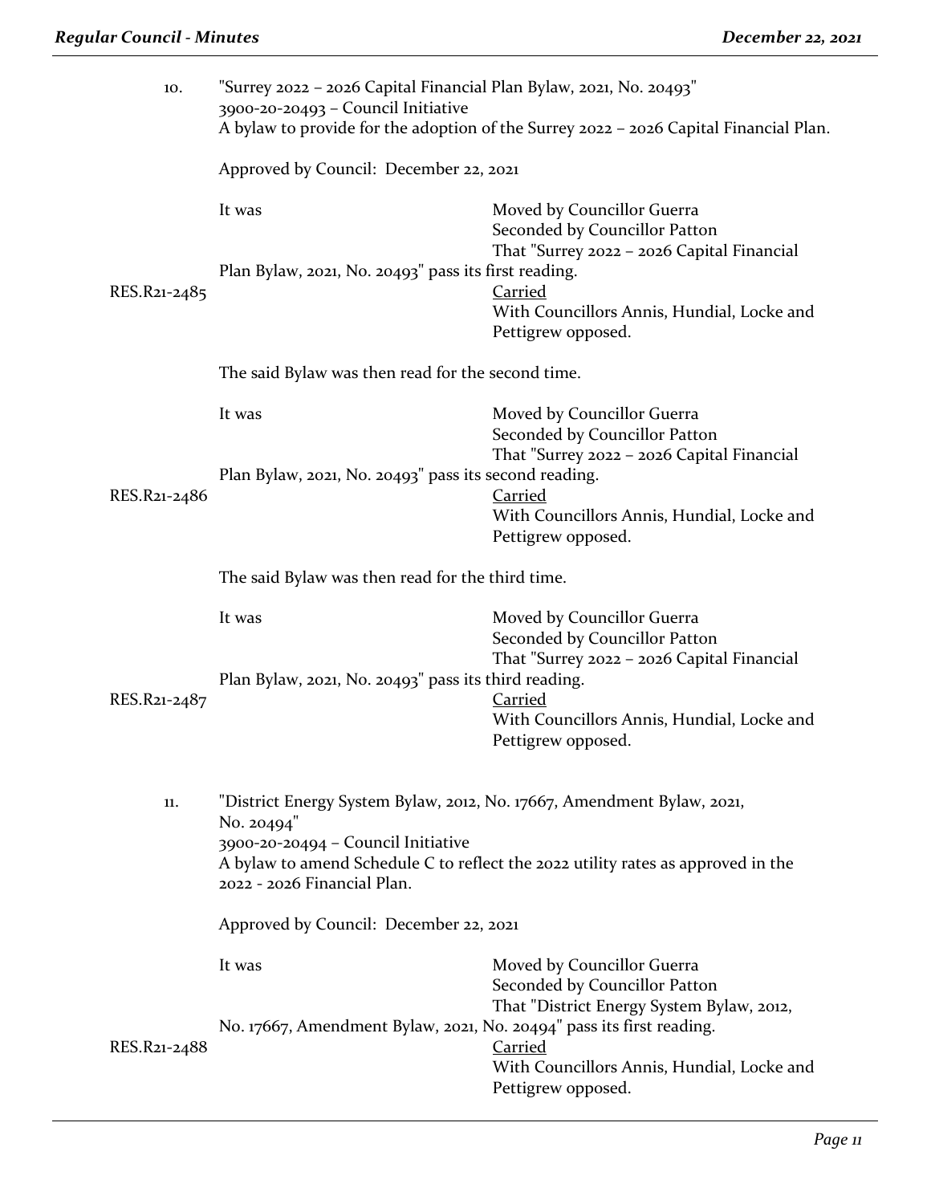10. "Surrey 2022 – 2026 Capital Financial Plan Bylaw, 2021, No. 20493"
3900-20-20493 – Council Initiative
A bylaw to provide for the adoption of the Surrey 2022 – 2026 Capital Financial Plan.

Approved by Council: December 22, 2021

It was Moved by Councillor Guerra
Seconded by Councillor Patton
That "Surrey 2022 – 2026 Capital Financial Plan Bylaw, 2021, No. 20493" pass its first reading.

RES.R21-2485 Carried
With Councillors Annis, Hundial, Locke and Pettigrew opposed.

The said Bylaw was then read for the second time.

It was Moved by Councillor Guerra
Seconded by Councillor Patton
That "Surrey 2022 – 2026 Capital Financial Plan Bylaw, 2021, No. 20493" pass its second reading.

RES.R21-2486 Carried
With Councillors Annis, Hundial, Locke and Pettigrew opposed.

The said Bylaw was then read for the third time.

It was Moved by Councillor Guerra
Seconded by Councillor Patton
That "Surrey 2022 – 2026 Capital Financial Plan Bylaw, 2021, No. 20493" pass its third reading.

RES.R21-2487 Carried
With Councillors Annis, Hundial, Locke and Pettigrew opposed.

11. "District Energy System Bylaw, 2012, No. 17667, Amendment Bylaw, 2021, No. 20494"
3900-20-20494 – Council Initiative
A bylaw to amend Schedule C to reflect the 2022 utility rates as approved in the 2022 - 2026 Financial Plan.

Approved by Council: December 22, 2021

It was Moved by Councillor Guerra
Seconded by Councillor Patton
That "District Energy System Bylaw, 2012, No. 17667, Amendment Bylaw, 2021, No. 20494" pass its first reading.

RES.R21-2488 Carried
With Councillors Annis, Hundial, Locke and Pettigrew opposed.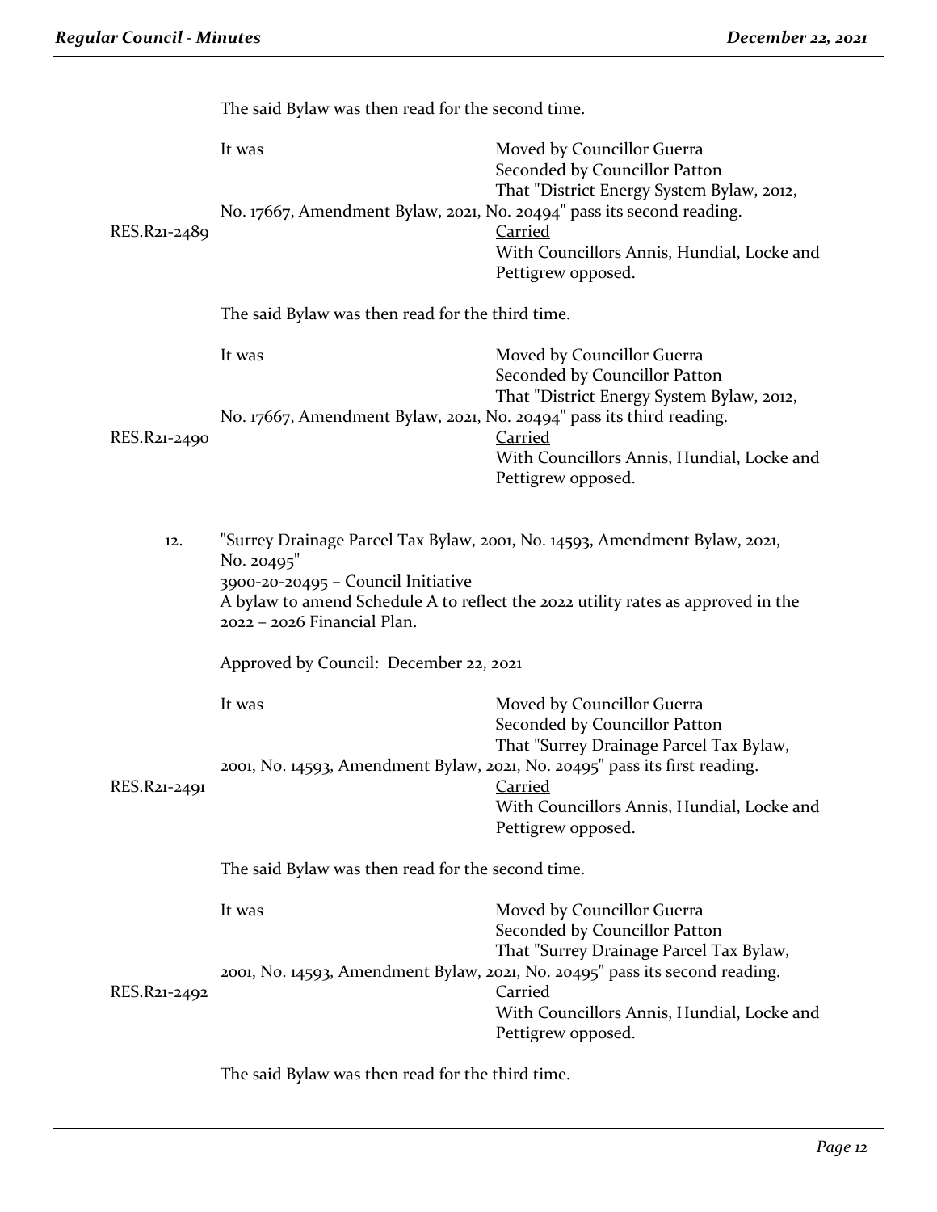The said Bylaw was then read for the second time.

It was Moved by Councillor Guerra
Seconded by Councillor Patton
That "District Energy System Bylaw, 2012, No. 17667, Amendment Bylaw, 2021, No. 20494" pass its second reading.

RES.R21-2489 Carried
With Councillors Annis, Hundial, Locke and Pettigrew opposed.

The said Bylaw was then read for the third time.

It was Moved by Councillor Guerra
Seconded by Councillor Patton
That "District Energy System Bylaw, 2012, No. 17667, Amendment Bylaw, 2021, No. 20494" pass its third reading.

RES.R21-2490 Carried
With Councillors Annis, Hundial, Locke and Pettigrew opposed.

12. "Surrey Drainage Parcel Tax Bylaw, 2001, No. 14593, Amendment Bylaw, 2021, No. 20495"
3900-20-20495 – Council Initiative
A bylaw to amend Schedule A to reflect the 2022 utility rates as approved in the 2022 – 2026 Financial Plan.

Approved by Council: December 22, 2021

It was Moved by Councillor Guerra
Seconded by Councillor Patton
That "Surrey Drainage Parcel Tax Bylaw, 2001, No. 14593, Amendment Bylaw, 2021, No. 20495" pass its first reading.

RES.R21-2491 Carried
With Councillors Annis, Hundial, Locke and Pettigrew opposed.

The said Bylaw was then read for the second time.

It was Moved by Councillor Guerra
Seconded by Councillor Patton
That "Surrey Drainage Parcel Tax Bylaw, 2001, No. 14593, Amendment Bylaw, 2021, No. 20495" pass its second reading.

RES.R21-2492 Carried
With Councillors Annis, Hundial, Locke and Pettigrew opposed.

The said Bylaw was then read for the third time.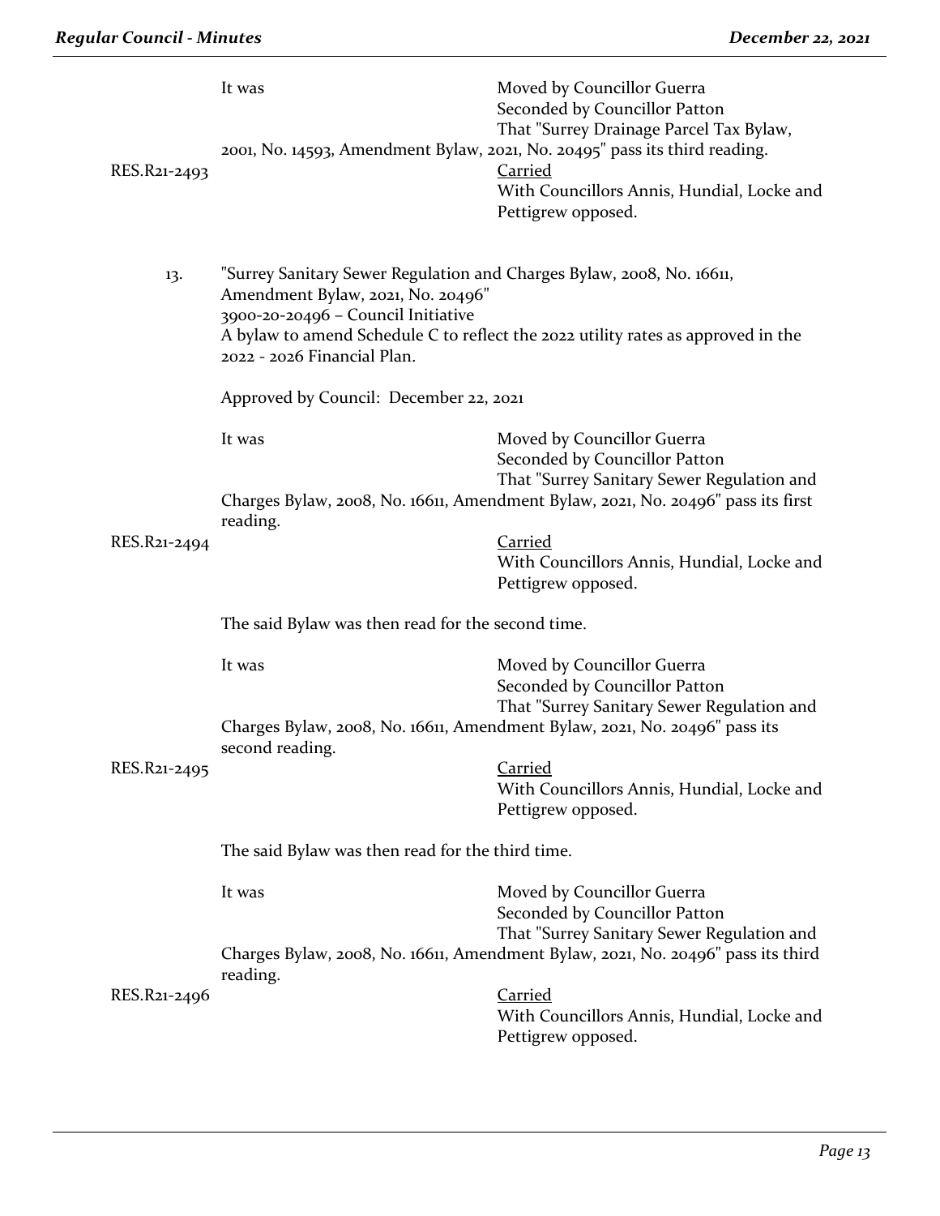It was Moved by Councillor Guerra
Seconded by Councillor Patton
That "Surrey Drainage Parcel Tax Bylaw, 2001, No. 14593, Amendment Bylaw, 2021, No. 20495" pass its third reading.

RES.R21-2493 Carried
With Councillors Annis, Hundial, Locke and Pettigrew opposed.

13. "Surrey Sanitary Sewer Regulation and Charges Bylaw, 2008, No. 16611, Amendment Bylaw, 2021, No. 20496"
3900-20-20496 – Council Initiative
A bylaw to amend Schedule C to reflect the 2022 utility rates as approved in the 2022 - 2026 Financial Plan.

Approved by Council: December 22, 2021

It was Moved by Councillor Guerra
Seconded by Councillor Patton
That "Surrey Sanitary Sewer Regulation and Charges Bylaw, 2008, No. 16611, Amendment Bylaw, 2021, No. 20496" pass its first reading.

RES.R21-2494 Carried
With Councillors Annis, Hundial, Locke and Pettigrew opposed.

The said Bylaw was then read for the second time.

It was Moved by Councillor Guerra
Seconded by Councillor Patton
That "Surrey Sanitary Sewer Regulation and Charges Bylaw, 2008, No. 16611, Amendment Bylaw, 2021, No. 20496" pass its second reading.

RES.R21-2495 Carried
With Councillors Annis, Hundial, Locke and Pettigrew opposed.

The said Bylaw was then read for the third time.

It was Moved by Councillor Guerra
Seconded by Councillor Patton
That "Surrey Sanitary Sewer Regulation and Charges Bylaw, 2008, No. 16611, Amendment Bylaw, 2021, No. 20496" pass its third reading.

RES.R21-2496 Carried
With Councillors Annis, Hundial, Locke and Pettigrew opposed.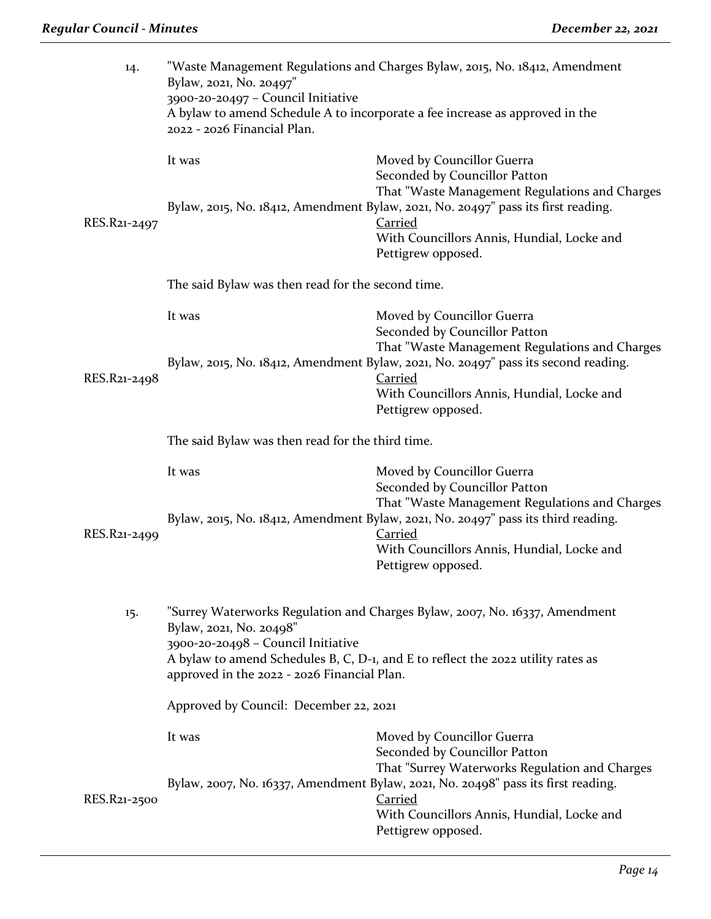14. "Waste Management Regulations and Charges Bylaw, 2015, No. 18412, Amendment Bylaw, 2021, No. 20497"
3900-20-20497 – Council Initiative
A bylaw to amend Schedule A to incorporate a fee increase as approved in the 2022 - 2026 Financial Plan.

It was Moved by Councillor Guerra
Seconded by Councillor Patton
That "Waste Management Regulations and Charges Bylaw, 2015, No. 18412, Amendment Bylaw, 2021, No. 20497" pass its first reading.

RES.R21-2497 Carried
With Councillors Annis, Hundial, Locke and Pettigrew opposed.

The said Bylaw was then read for the second time.

It was Moved by Councillor Guerra
Seconded by Councillor Patton
That "Waste Management Regulations and Charges Bylaw, 2015, No. 18412, Amendment Bylaw, 2021, No. 20497" pass its second reading.

RES.R21-2498 Carried
With Councillors Annis, Hundial, Locke and Pettigrew opposed.

The said Bylaw was then read for the third time.

It was Moved by Councillor Guerra
Seconded by Councillor Patton
That "Waste Management Regulations and Charges Bylaw, 2015, No. 18412, Amendment Bylaw, 2021, No. 20497" pass its third reading.

RES.R21-2499 Carried
With Councillors Annis, Hundial, Locke and Pettigrew opposed.

15. "Surrey Waterworks Regulation and Charges Bylaw, 2007, No. 16337, Amendment Bylaw, 2021, No. 20498"
3900-20-20498 – Council Initiative
A bylaw to amend Schedules B, C, D-1, and E to reflect the 2022 utility rates as approved in the 2022 - 2026 Financial Plan.

Approved by Council: December 22, 2021

It was Moved by Councillor Guerra
Seconded by Councillor Patton
That "Surrey Waterworks Regulation and Charges Bylaw, 2007, No. 16337, Amendment Bylaw, 2021, No. 20498" pass its first reading.

RES.R21-2500 Carried
With Councillors Annis, Hundial, Locke and Pettigrew opposed.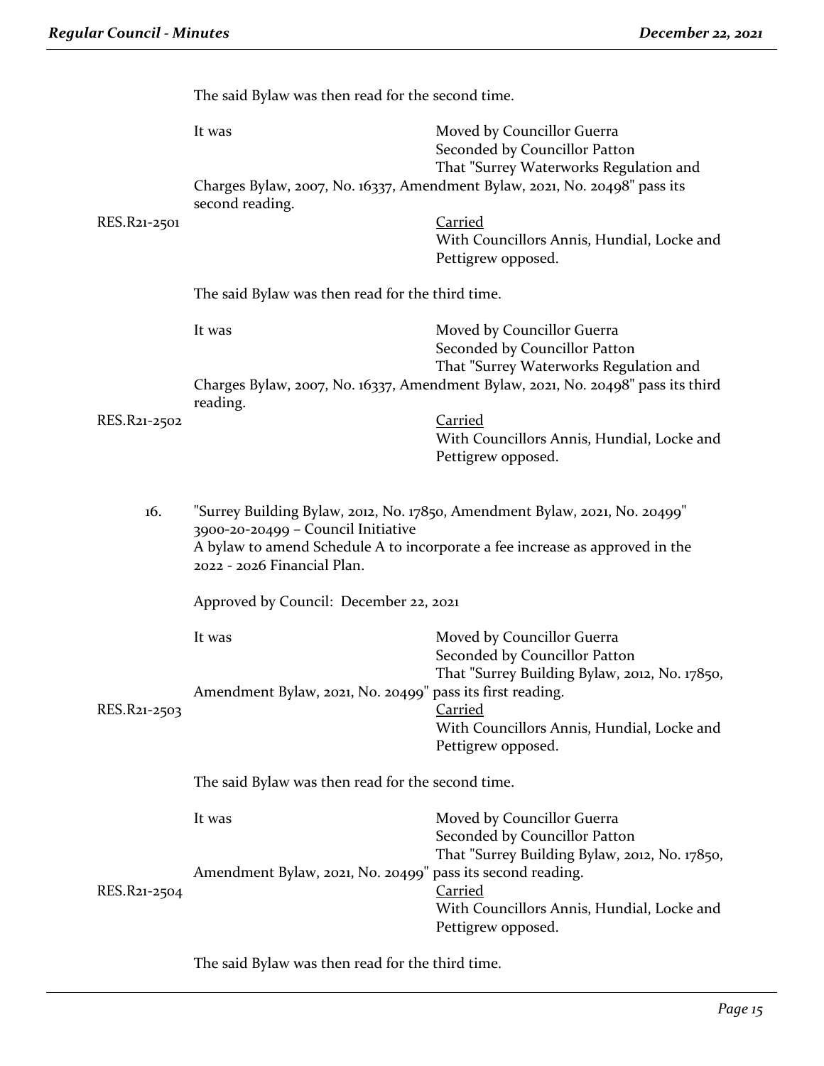The said Bylaw was then read for the second time.

It was Moved by Councillor Guerra
Seconded by Councillor Patton
That "Surrey Waterworks Regulation and Charges Bylaw, 2007, No. 16337, Amendment Bylaw, 2021, No. 20498" pass its second reading.

RES.R21-2501

Carried
With Councillors Annis, Hundial, Locke and Pettigrew opposed.

The said Bylaw was then read for the third time.

It was Moved by Councillor Guerra
Seconded by Councillor Patton
That "Surrey Waterworks Regulation and Charges Bylaw, 2007, No. 16337, Amendment Bylaw, 2021, No. 20498" pass its third reading.

RES.R21-2502

Carried
With Councillors Annis, Hundial, Locke and Pettigrew opposed.

16. "Surrey Building Bylaw, 2012, No. 17850, Amendment Bylaw, 2021, No. 20499"
3900-20-20499 – Council Initiative
A bylaw to amend Schedule A to incorporate a fee increase as approved in the 2022 - 2026 Financial Plan.

Approved by Council: December 22, 2021

It was Moved by Councillor Guerra
Seconded by Councillor Patton
That "Surrey Building Bylaw, 2012, No. 17850, Amendment Bylaw, 2021, No. 20499" pass its first reading.

RES.R21-2503

Carried
With Councillors Annis, Hundial, Locke and Pettigrew opposed.

The said Bylaw was then read for the second time.

It was Moved by Councillor Guerra
Seconded by Councillor Patton
That "Surrey Building Bylaw, 2012, No. 17850, Amendment Bylaw, 2021, No. 20499" pass its second reading.

RES.R21-2504

Carried
With Councillors Annis, Hundial, Locke and Pettigrew opposed.

The said Bylaw was then read for the third time.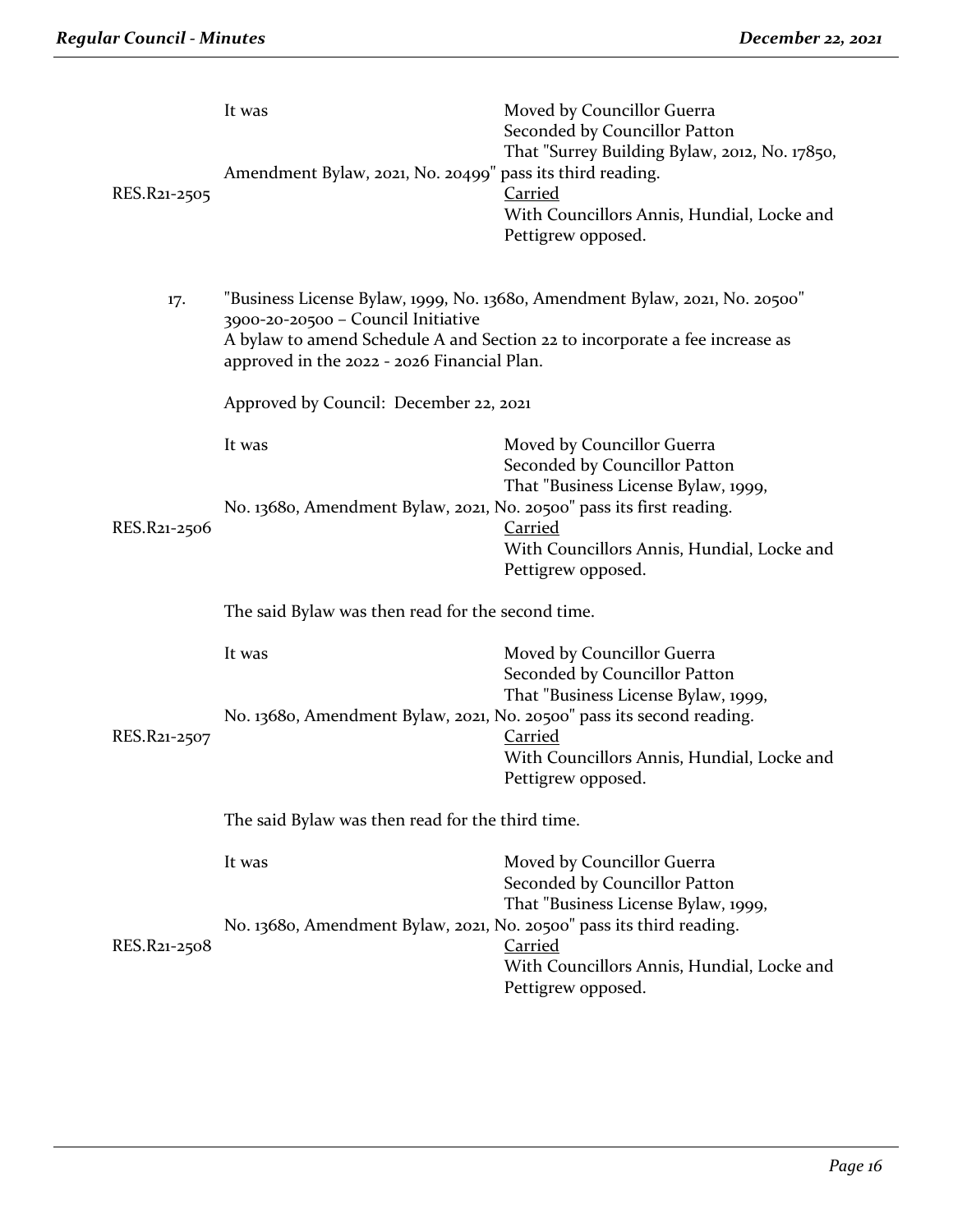It was

Moved by Councillor Guerra
Seconded by Councillor Patton
That "Surrey Building Bylaw, 2012, No. 17850, Amendment Bylaw, 2021, No. 20499" pass its third reading.

RES.R21-2505

Carried
With Councillors Annis, Hundial, Locke and Pettigrew opposed.

17. "Business License Bylaw, 1999, No. 13680, Amendment Bylaw, 2021, No. 20500"
3900-20-20500 – Council Initiative
A bylaw to amend Schedule A and Section 22 to incorporate a fee increase as approved in the 2022 - 2026 Financial Plan.

Approved by Council: December 22, 2021

It was

Moved by Councillor Guerra
Seconded by Councillor Patton
That "Business License Bylaw, 1999, No. 13680, Amendment Bylaw, 2021, No. 20500" pass its first reading.

RES.R21-2506

Carried
With Councillors Annis, Hundial, Locke and Pettigrew opposed.

The said Bylaw was then read for the second time.

It was

Moved by Councillor Guerra
Seconded by Councillor Patton
That "Business License Bylaw, 1999, No. 13680, Amendment Bylaw, 2021, No. 20500" pass its second reading.

RES.R21-2507

Carried
With Councillors Annis, Hundial, Locke and Pettigrew opposed.

The said Bylaw was then read for the third time.

It was

Moved by Councillor Guerra
Seconded by Councillor Patton
That "Business License Bylaw, 1999, No. 13680, Amendment Bylaw, 2021, No. 20500" pass its third reading.

RES.R21-2508

Carried
With Councillors Annis, Hundial, Locke and Pettigrew opposed.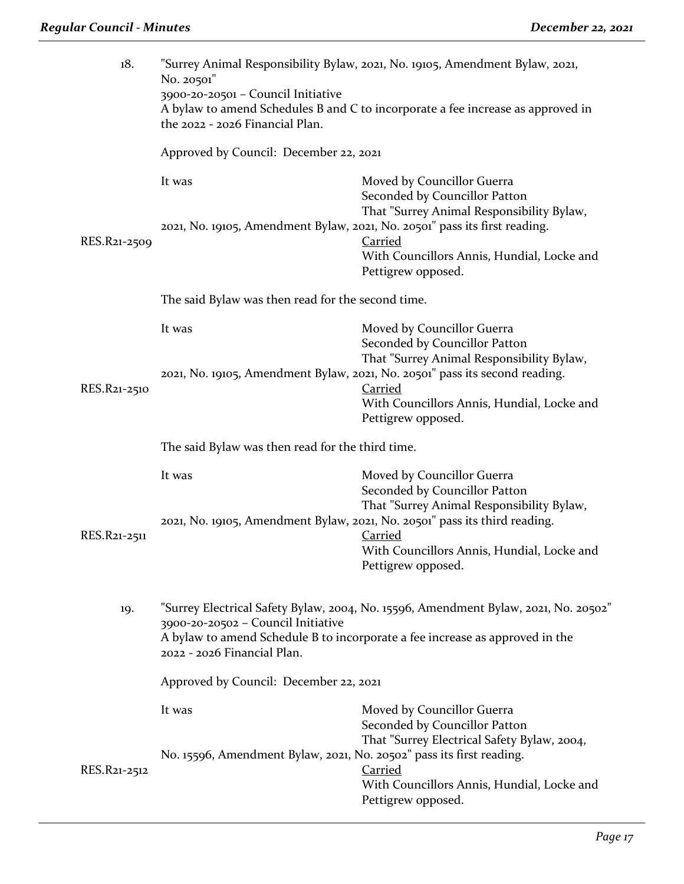18. "Surrey Animal Responsibility Bylaw, 2021, No. 19105, Amendment Bylaw, 2021, No. 20501"
3900-20-20501 – Council Initiative
A bylaw to amend Schedules B and C to incorporate a fee increase as approved in the 2022 - 2026 Financial Plan.

Approved by Council: December 22, 2021

It was Moved by Councillor Guerra
Seconded by Councillor Patton
That "Surrey Animal Responsibility Bylaw, 2021, No. 19105, Amendment Bylaw, 2021, No. 20501" pass its first reading.

RES.R21-2509 Carried
With Councillors Annis, Hundial, Locke and Pettigrew opposed.

The said Bylaw was then read for the second time.

It was Moved by Councillor Guerra
Seconded by Councillor Patton
That "Surrey Animal Responsibility Bylaw, 2021, No. 19105, Amendment Bylaw, 2021, No. 20501" pass its second reading.

RES.R21-2510 Carried
With Councillors Annis, Hundial, Locke and Pettigrew opposed.

The said Bylaw was then read for the third time.

It was Moved by Councillor Guerra
Seconded by Councillor Patton
That "Surrey Animal Responsibility Bylaw, 2021, No. 19105, Amendment Bylaw, 2021, No. 20501" pass its third reading.

RES.R21-2511 Carried
With Councillors Annis, Hundial, Locke and Pettigrew opposed.

19. "Surrey Electrical Safety Bylaw, 2004, No. 15596, Amendment Bylaw, 2021, No. 20502"
3900-20-20502 – Council Initiative
A bylaw to amend Schedule B to incorporate a fee increase as approved in the 2022 - 2026 Financial Plan.

Approved by Council: December 22, 2021

It was Moved by Councillor Guerra
Seconded by Councillor Patton
That "Surrey Electrical Safety Bylaw, 2004, No. 15596, Amendment Bylaw, 2021, No. 20502" pass its first reading.

RES.R21-2512 Carried
With Councillors Annis, Hundial, Locke and Pettigrew opposed.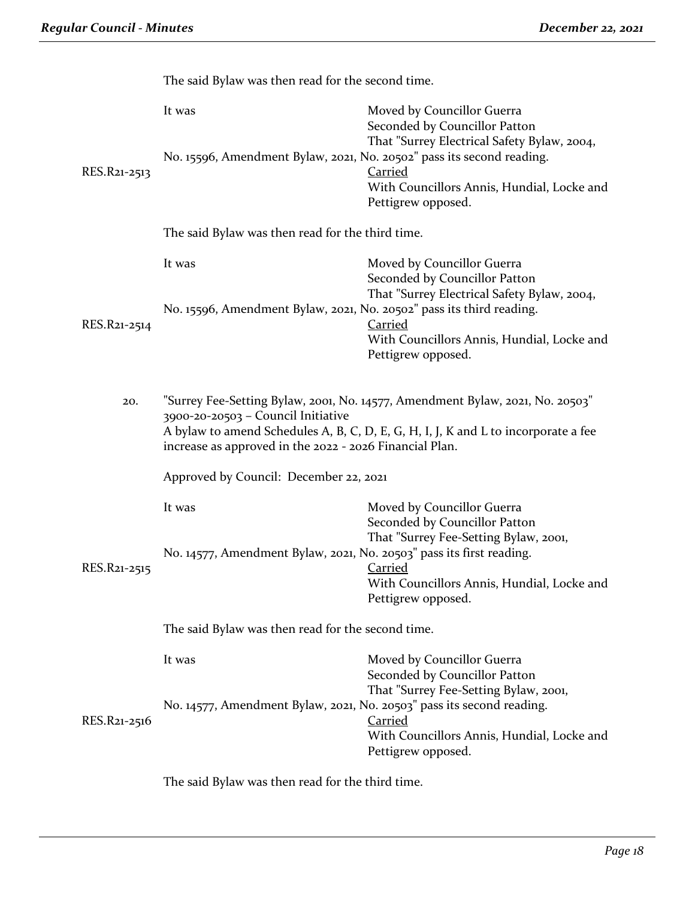The said Bylaw was then read for the second time.

It was Moved by Councillor Guerra
Seconded by Councillor Patton
That "Surrey Electrical Safety Bylaw, 2004, No. 15596, Amendment Bylaw, 2021, No. 20502" pass its second reading.

RES.R21-2513 Carried
With Councillors Annis, Hundial, Locke and Pettigrew opposed.

The said Bylaw was then read for the third time.

It was Moved by Councillor Guerra
Seconded by Councillor Patton
That "Surrey Electrical Safety Bylaw, 2004, No. 15596, Amendment Bylaw, 2021, No. 20502" pass its third reading.

RES.R21-2514 Carried
With Councillors Annis, Hundial, Locke and Pettigrew opposed.

20. "Surrey Fee-Setting Bylaw, 2001, No. 14577, Amendment Bylaw, 2021, No. 20503"
3900-20-20503 – Council Initiative
A bylaw to amend Schedules A, B, C, D, E, G, H, I, J, K and L to incorporate a fee increase as approved in the 2022 - 2026 Financial Plan.

Approved by Council: December 22, 2021

It was Moved by Councillor Guerra
Seconded by Councillor Patton
That "Surrey Fee-Setting Bylaw, 2001, No. 14577, Amendment Bylaw, 2021, No. 20503" pass its first reading.

RES.R21-2515 Carried
With Councillors Annis, Hundial, Locke and Pettigrew opposed.

The said Bylaw was then read for the second time.

It was Moved by Councillor Guerra
Seconded by Councillor Patton
That "Surrey Fee-Setting Bylaw, 2001, No. 14577, Amendment Bylaw, 2021, No. 20503" pass its second reading.

RES.R21-2516 Carried
With Councillors Annis, Hundial, Locke and Pettigrew opposed.

The said Bylaw was then read for the third time.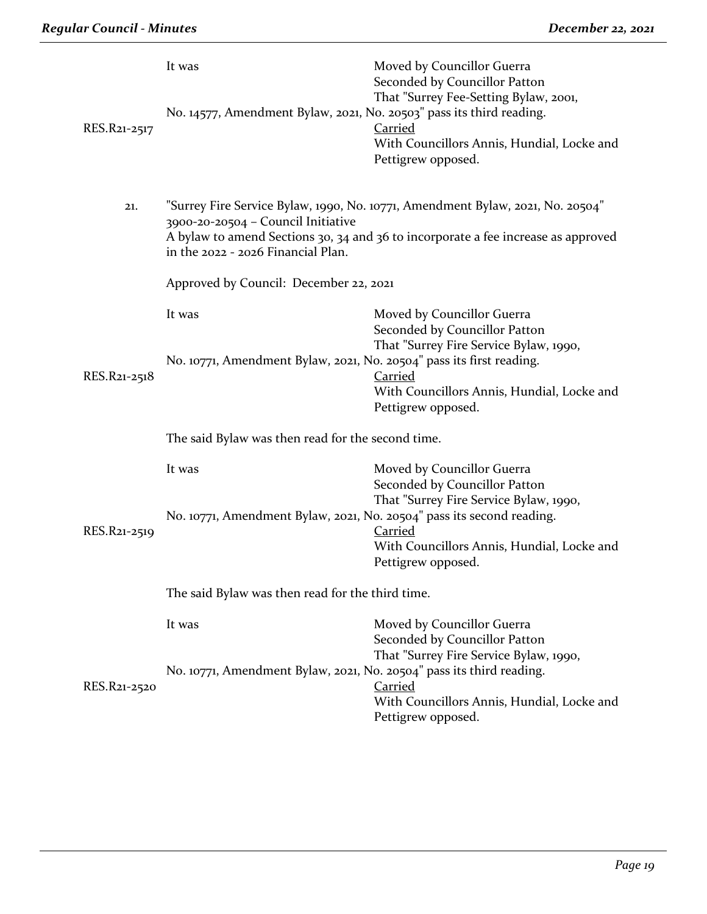It was Moved by Councillor Guerra
Seconded by Councillor Patton
That "Surrey Fee-Setting Bylaw, 2001, No. 14577, Amendment Bylaw, 2021, No. 20503" pass its third reading.

RES.R21-2517 Carried
With Councillors Annis, Hundial, Locke and Pettigrew opposed.

21. "Surrey Fire Service Bylaw, 1990, No. 10771, Amendment Bylaw, 2021, No. 20504"
3900-20-20504 – Council Initiative
A bylaw to amend Sections 30, 34 and 36 to incorporate a fee increase as approved in the 2022 - 2026 Financial Plan.

Approved by Council: December 22, 2021

It was Moved by Councillor Guerra
Seconded by Councillor Patton
That "Surrey Fire Service Bylaw, 1990, No. 10771, Amendment Bylaw, 2021, No. 20504" pass its first reading.

RES.R21-2518 Carried
With Councillors Annis, Hundial, Locke and Pettigrew opposed.

The said Bylaw was then read for the second time.

It was Moved by Councillor Guerra
Seconded by Councillor Patton
That "Surrey Fire Service Bylaw, 1990, No. 10771, Amendment Bylaw, 2021, No. 20504" pass its second reading.

RES.R21-2519 Carried
With Councillors Annis, Hundial, Locke and Pettigrew opposed.

The said Bylaw was then read for the third time.

It was Moved by Councillor Guerra
Seconded by Councillor Patton
That "Surrey Fire Service Bylaw, 1990, No. 10771, Amendment Bylaw, 2021, No. 20504" pass its third reading.

RES.R21-2520 Carried
With Councillors Annis, Hundial, Locke and Pettigrew opposed.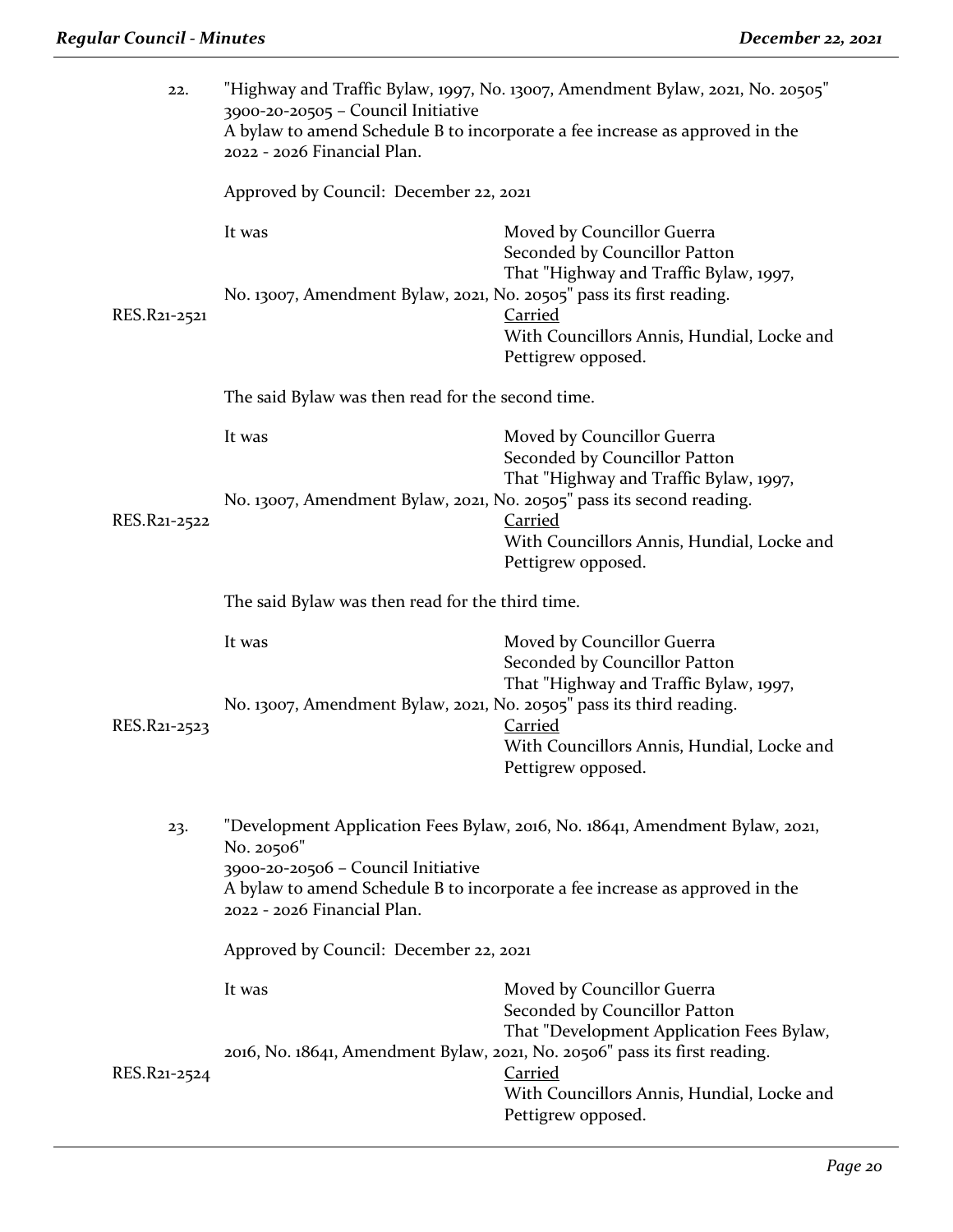22. "Highway and Traffic Bylaw, 1997, No. 13007, Amendment Bylaw, 2021, No. 20505"
3900-20-20505 – Council Initiative
A bylaw to amend Schedule B to incorporate a fee increase as approved in the 2022 - 2026 Financial Plan.

Approved by Council: December 22, 2021

It was Moved by Councillor Guerra
Seconded by Councillor Patton
That "Highway and Traffic Bylaw, 1997, No. 13007, Amendment Bylaw, 2021, No. 20505" pass its first reading.

RES.R21-2521 <u>Carried</u>
With Councillors Annis, Hundial, Locke and Pettigrew opposed.

The said Bylaw was then read for the second time.

It was Moved by Councillor Guerra
Seconded by Councillor Patton
That "Highway and Traffic Bylaw, 1997, No. 13007, Amendment Bylaw, 2021, No. 20505" pass its second reading.

RES.R21-2522 <u>Carried</u>
With Councillors Annis, Hundial, Locke and Pettigrew opposed.

The said Bylaw was then read for the third time.

It was Moved by Councillor Guerra
Seconded by Councillor Patton
That "Highway and Traffic Bylaw, 1997, No. 13007, Amendment Bylaw, 2021, No. 20505" pass its third reading.

RES.R21-2523 <u>Carried</u>
With Councillors Annis, Hundial, Locke and Pettigrew opposed.

23. "Development Application Fees Bylaw, 2016, No. 18641, Amendment Bylaw, 2021, No. 20506"
3900-20-20506 – Council Initiative
A bylaw to amend Schedule B to incorporate a fee increase as approved in the 2022 - 2026 Financial Plan.

Approved by Council: December 22, 2021

It was Moved by Councillor Guerra
Seconded by Councillor Patton
That "Development Application Fees Bylaw, 2016, No. 18641, Amendment Bylaw, 2021, No. 20506" pass its first reading.

RES.R21-2524 <u>Carried</u>
With Councillors Annis, Hundial, Locke and Pettigrew opposed.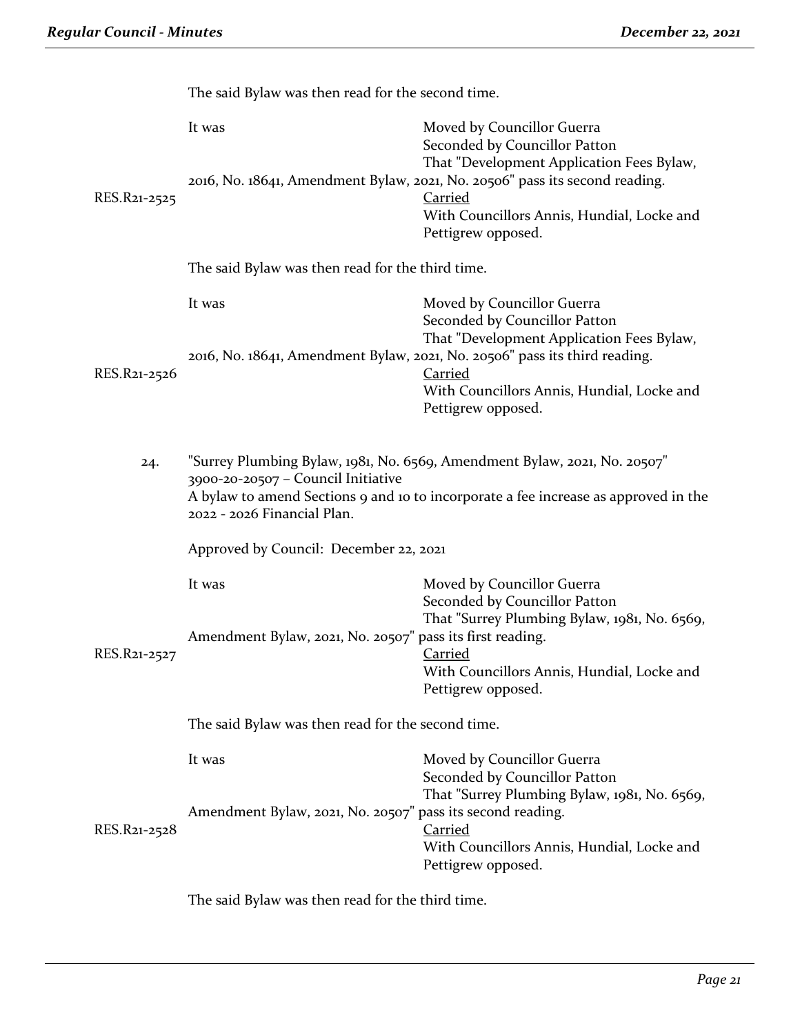The said Bylaw was then read for the second time.

It was Moved by Councillor Guerra
Seconded by Councillor Patton
That "Development Application Fees Bylaw, 2016, No. 18641, Amendment Bylaw, 2021, No. 20506" pass its second reading.

RES.R21-2525 Carried
With Councillors Annis, Hundial, Locke and Pettigrew opposed.

The said Bylaw was then read for the third time.

It was Moved by Councillor Guerra
Seconded by Councillor Patton
That "Development Application Fees Bylaw, 2016, No. 18641, Amendment Bylaw, 2021, No. 20506" pass its third reading.

RES.R21-2526 Carried
With Councillors Annis, Hundial, Locke and Pettigrew opposed.

24. "Surrey Plumbing Bylaw, 1981, No. 6569, Amendment Bylaw, 2021, No. 20507"
3900-20-20507 – Council Initiative
A bylaw to amend Sections 9 and 10 to incorporate a fee increase as approved in the 2022 - 2026 Financial Plan.

Approved by Council: December 22, 2021

It was Moved by Councillor Guerra
Seconded by Councillor Patton
That "Surrey Plumbing Bylaw, 1981, No. 6569, Amendment Bylaw, 2021, No. 20507" pass its first reading.

RES.R21-2527 Carried
With Councillors Annis, Hundial, Locke and Pettigrew opposed.

The said Bylaw was then read for the second time.

It was Moved by Councillor Guerra
Seconded by Councillor Patton
That "Surrey Plumbing Bylaw, 1981, No. 6569, Amendment Bylaw, 2021, No. 20507" pass its second reading.

RES.R21-2528 Carried
With Councillors Annis, Hundial, Locke and Pettigrew opposed.

The said Bylaw was then read for the third time.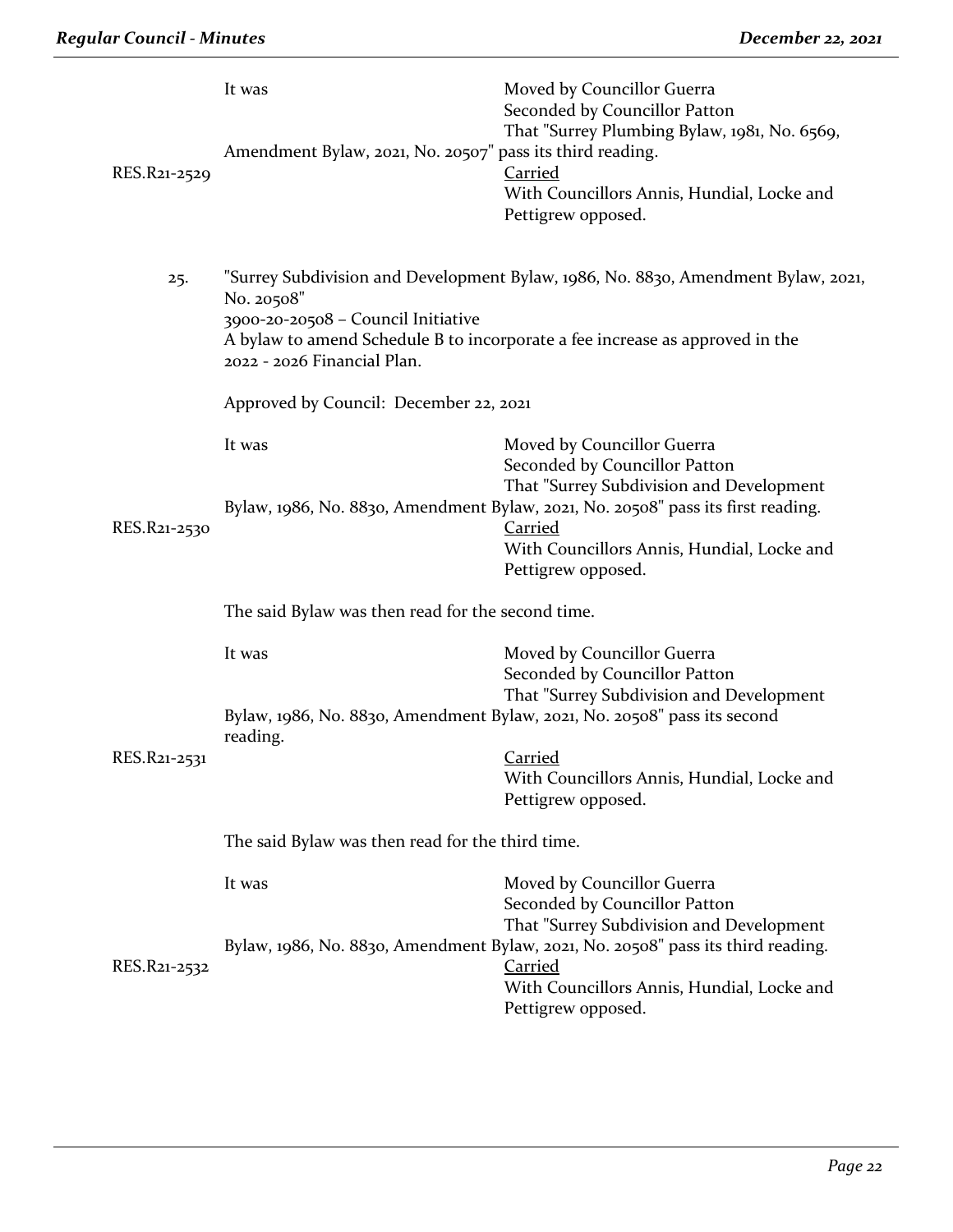It was

Moved by Councillor Guerra
Seconded by Councillor Patton
That "Surrey Plumbing Bylaw, 1981, No. 6569, Amendment Bylaw, 2021, No. 20507" pass its third reading.

RES.R21-2529

Carried
With Councillors Annis, Hundial, Locke and Pettigrew opposed.

25. "Surrey Subdivision and Development Bylaw, 1986, No. 8830, Amendment Bylaw, 2021, No. 20508"
3900-20-20508 – Council Initiative
A bylaw to amend Schedule B to incorporate a fee increase as approved in the 2022 - 2026 Financial Plan.

Approved by Council: December 22, 2021

It was

Moved by Councillor Guerra
Seconded by Councillor Patton
That "Surrey Subdivision and Development Bylaw, 1986, No. 8830, Amendment Bylaw, 2021, No. 20508" pass its first reading.

RES.R21-2530

Carried
With Councillors Annis, Hundial, Locke and Pettigrew opposed.

The said Bylaw was then read for the second time.

It was

Moved by Councillor Guerra
Seconded by Councillor Patton
That "Surrey Subdivision and Development Bylaw, 1986, No. 8830, Amendment Bylaw, 2021, No. 20508" pass its second reading.

RES.R21-2531

Carried
With Councillors Annis, Hundial, Locke and Pettigrew opposed.

The said Bylaw was then read for the third time.

It was

Moved by Councillor Guerra
Seconded by Councillor Patton
That "Surrey Subdivision and Development Bylaw, 1986, No. 8830, Amendment Bylaw, 2021, No. 20508" pass its third reading.

RES.R21-2532

Carried
With Councillors Annis, Hundial, Locke and Pettigrew opposed.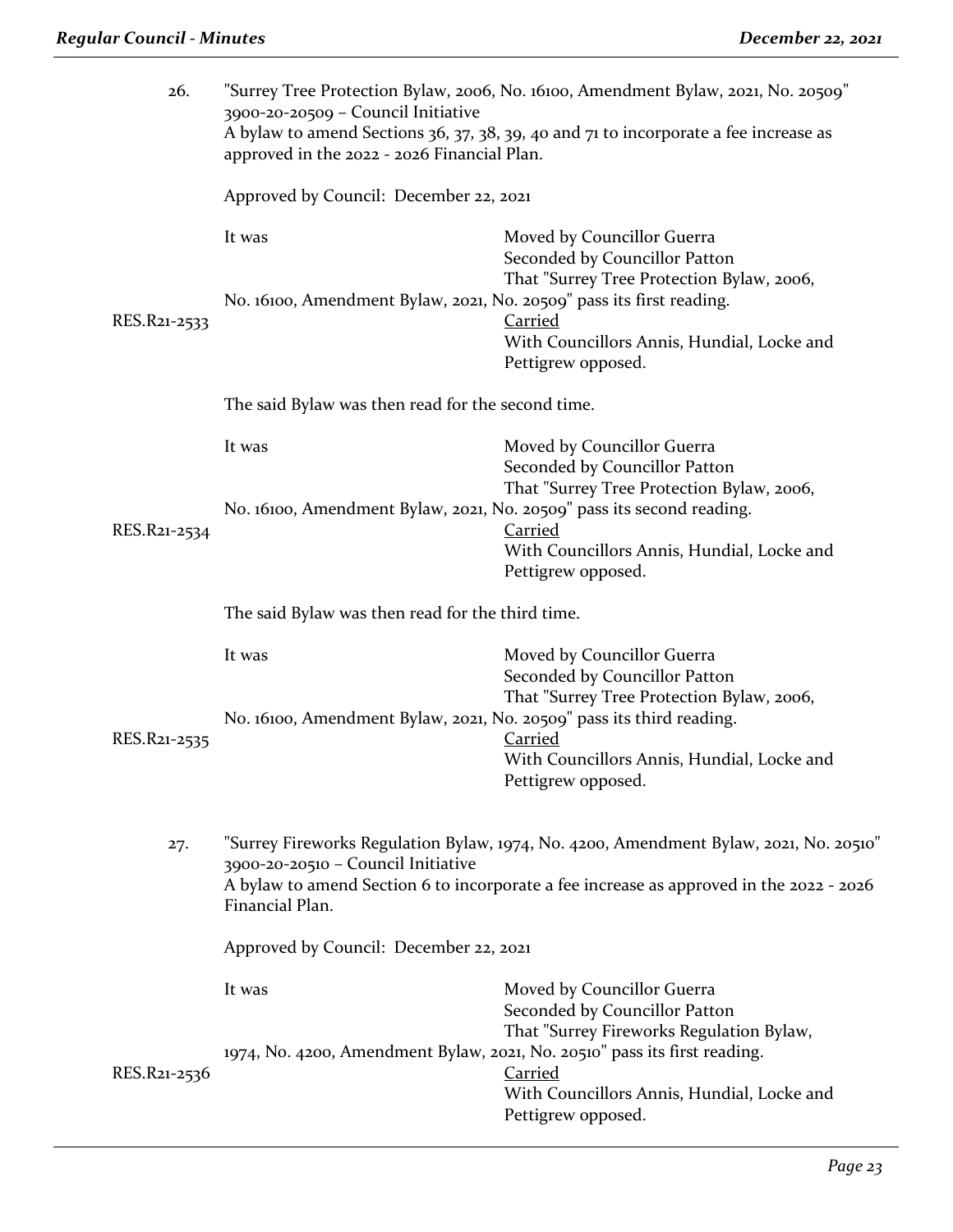26. "Surrey Tree Protection Bylaw, 2006, No. 16100, Amendment Bylaw, 2021, No. 20509"
3900-20-20509 – Council Initiative
A bylaw to amend Sections 36, 37, 38, 39, 40 and 71 to incorporate a fee increase as approved in the 2022 - 2026 Financial Plan.

Approved by Council: December 22, 2021

It was Moved by Councillor Guerra
Seconded by Councillor Patton
That "Surrey Tree Protection Bylaw, 2006, No. 16100, Amendment Bylaw, 2021, No. 20509" pass its first reading.

RES.R21-2533 Carried
With Councillors Annis, Hundial, Locke and Pettigrew opposed.

The said Bylaw was then read for the second time.

It was Moved by Councillor Guerra
Seconded by Councillor Patton
That "Surrey Tree Protection Bylaw, 2006, No. 16100, Amendment Bylaw, 2021, No. 20509" pass its second reading.

RES.R21-2534 Carried
With Councillors Annis, Hundial, Locke and Pettigrew opposed.

The said Bylaw was then read for the third time.

It was Moved by Councillor Guerra
Seconded by Councillor Patton
That "Surrey Tree Protection Bylaw, 2006, No. 16100, Amendment Bylaw, 2021, No. 20509" pass its third reading.

RES.R21-2535 Carried
With Councillors Annis, Hundial, Locke and Pettigrew opposed.

27. "Surrey Fireworks Regulation Bylaw, 1974, No. 4200, Amendment Bylaw, 2021, No. 20510"
3900-20-20510 – Council Initiative
A bylaw to amend Section 6 to incorporate a fee increase as approved in the 2022 - 2026 Financial Plan.

Approved by Council: December 22, 2021

It was Moved by Councillor Guerra
Seconded by Councillor Patton
That "Surrey Fireworks Regulation Bylaw, 1974, No. 4200, Amendment Bylaw, 2021, No. 20510" pass its first reading.

RES.R21-2536 Carried
With Councillors Annis, Hundial, Locke and Pettigrew opposed.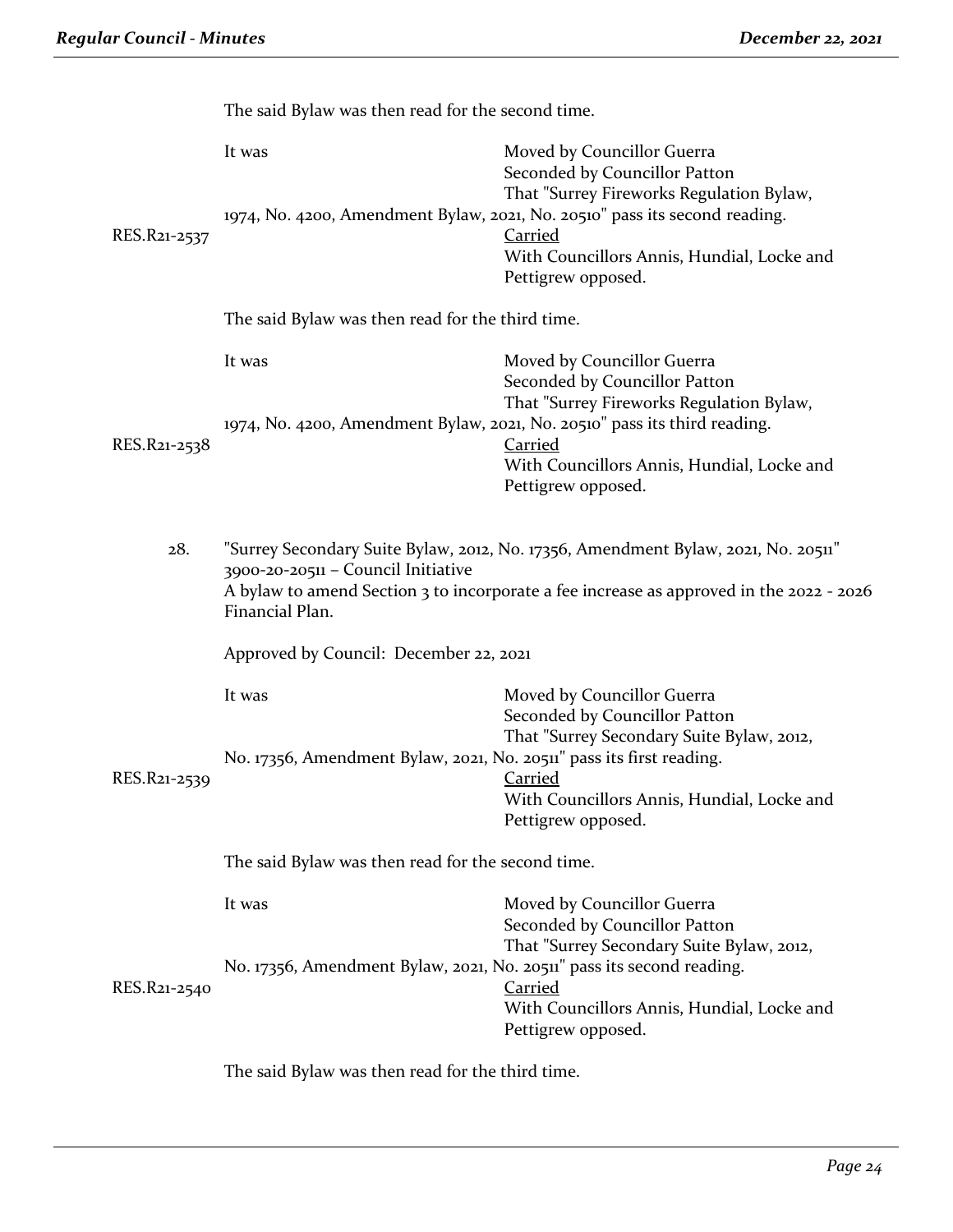The said Bylaw was then read for the second time.

It was Moved by Councillor Guerra
Seconded by Councillor Patton
That "Surrey Fireworks Regulation Bylaw, 1974, No. 4200, Amendment Bylaw, 2021, No. 20510" pass its second reading.

RES.R21-2537

Carried
With Councillors Annis, Hundial, Locke and Pettigrew opposed.

The said Bylaw was then read for the third time.

It was Moved by Councillor Guerra
Seconded by Councillor Patton
That "Surrey Fireworks Regulation Bylaw, 1974, No. 4200, Amendment Bylaw, 2021, No. 20510" pass its third reading.

RES.R21-2538

Carried
With Councillors Annis, Hundial, Locke and Pettigrew opposed.

28. "Surrey Secondary Suite Bylaw, 2012, No. 17356, Amendment Bylaw, 2021, No. 20511"
3900-20-20511 – Council Initiative
A bylaw to amend Section 3 to incorporate a fee increase as approved in the 2022 - 2026 Financial Plan.

Approved by Council: December 22, 2021

It was Moved by Councillor Guerra
Seconded by Councillor Patton
That "Surrey Secondary Suite Bylaw, 2012, No. 17356, Amendment Bylaw, 2021, No. 20511" pass its first reading.

RES.R21-2539

Carried
With Councillors Annis, Hundial, Locke and Pettigrew opposed.

The said Bylaw was then read for the second time.

It was Moved by Councillor Guerra
Seconded by Councillor Patton
That "Surrey Secondary Suite Bylaw, 2012, No. 17356, Amendment Bylaw, 2021, No. 20511" pass its second reading.

RES.R21-2540

Carried
With Councillors Annis, Hundial, Locke and Pettigrew opposed.

The said Bylaw was then read for the third time.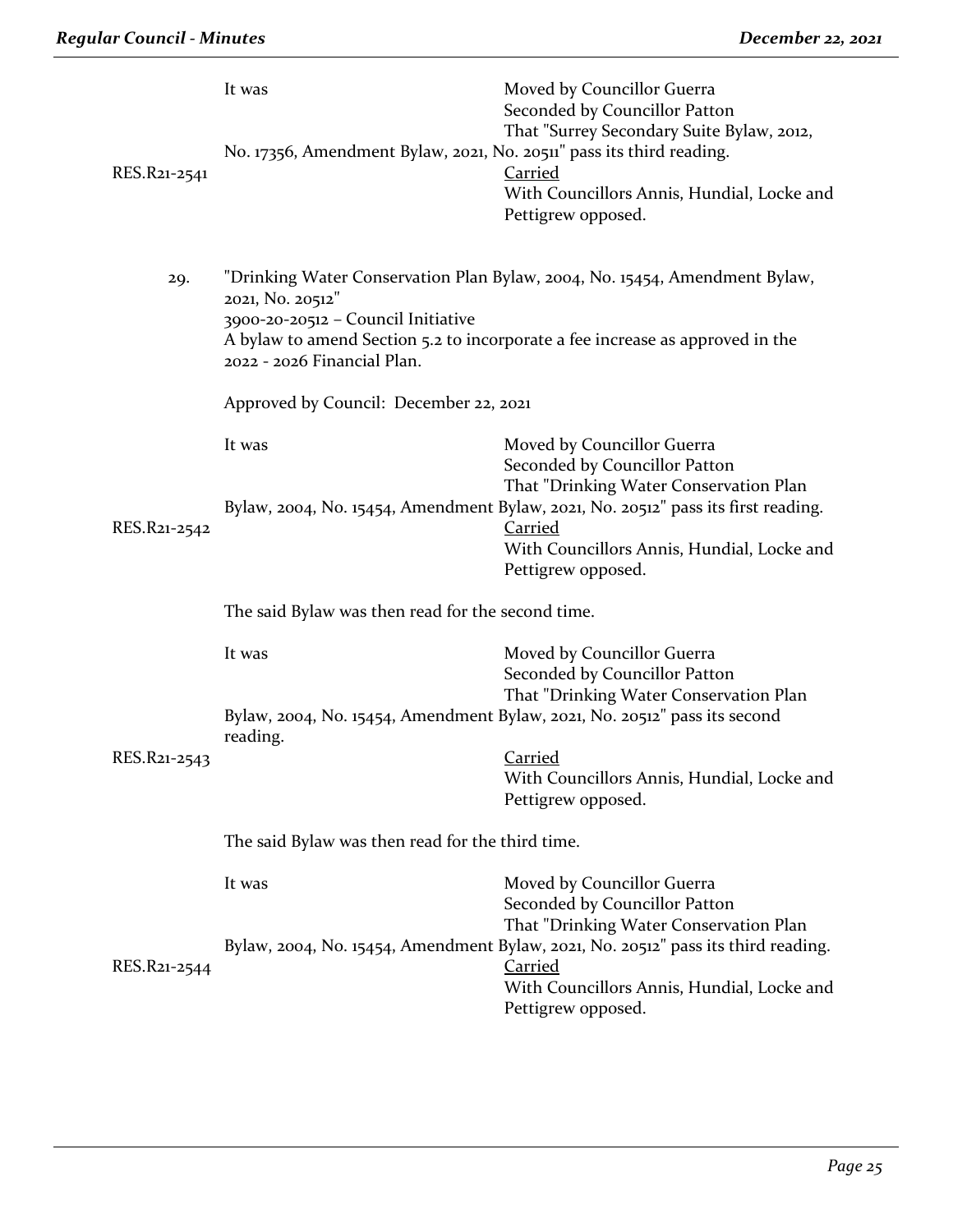It was

Moved by Councillor Guerra
Seconded by Councillor Patton
That "Surrey Secondary Suite Bylaw, 2012, No. 17356, Amendment Bylaw, 2021, No. 20511" pass its third reading.

RES.R21-2541

Carried
With Councillors Annis, Hundial, Locke and Pettigrew opposed.

29. "Drinking Water Conservation Plan Bylaw, 2004, No. 15454, Amendment Bylaw, 2021, No. 20512"
3900-20-20512 – Council Initiative
A bylaw to amend Section 5.2 to incorporate a fee increase as approved in the 2022 - 2026 Financial Plan.

Approved by Council: December 22, 2021

It was

Moved by Councillor Guerra
Seconded by Councillor Patton
That "Drinking Water Conservation Plan Bylaw, 2004, No. 15454, Amendment Bylaw, 2021, No. 20512" pass its first reading.

RES.R21-2542

Carried
With Councillors Annis, Hundial, Locke and Pettigrew opposed.

The said Bylaw was then read for the second time.

It was

Moved by Councillor Guerra
Seconded by Councillor Patton
That "Drinking Water Conservation Plan Bylaw, 2004, No. 15454, Amendment Bylaw, 2021, No. 20512" pass its second reading.

RES.R21-2543

Carried
With Councillors Annis, Hundial, Locke and Pettigrew opposed.

The said Bylaw was then read for the third time.

It was

Moved by Councillor Guerra
Seconded by Councillor Patton
That "Drinking Water Conservation Plan Bylaw, 2004, No. 15454, Amendment Bylaw, 2021, No. 20512" pass its third reading.

RES.R21-2544

Carried
With Councillors Annis, Hundial, Locke and Pettigrew opposed.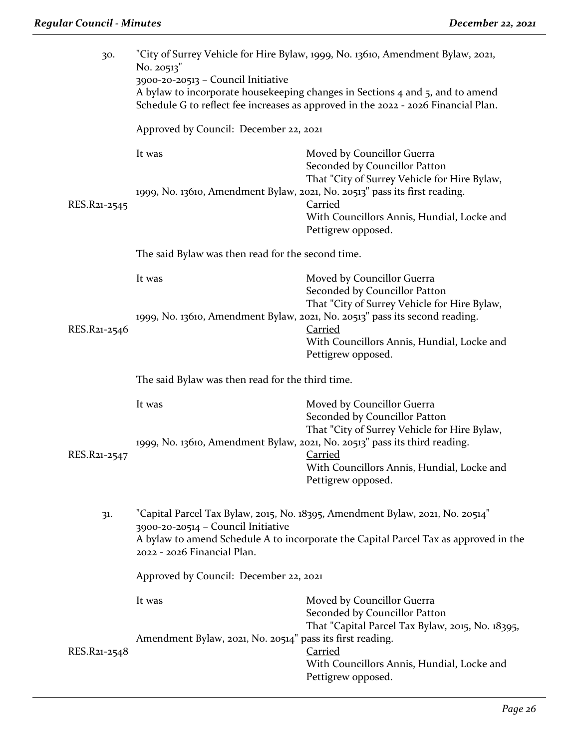30. "City of Surrey Vehicle for Hire Bylaw, 1999, No. 13610, Amendment Bylaw, 2021, No. 20513"
3900-20-20513 – Council Initiative
A bylaw to incorporate housekeeping changes in Sections 4 and 5, and to amend Schedule G to reflect fee increases as approved in the 2022 - 2026 Financial Plan.

Approved by Council: December 22, 2021

It was Moved by Councillor Guerra
Seconded by Councillor Patton
That "City of Surrey Vehicle for Hire Bylaw, 1999, No. 13610, Amendment Bylaw, 2021, No. 20513" pass its first reading.

RES.R21-2545 Carried
With Councillors Annis, Hundial, Locke and Pettigrew opposed.

The said Bylaw was then read for the second time.

It was Moved by Councillor Guerra
Seconded by Councillor Patton
That "City of Surrey Vehicle for Hire Bylaw, 1999, No. 13610, Amendment Bylaw, 2021, No. 20513" pass its second reading.

RES.R21-2546 Carried
With Councillors Annis, Hundial, Locke and Pettigrew opposed.

The said Bylaw was then read for the third time.

It was Moved by Councillor Guerra
Seconded by Councillor Patton
That "City of Surrey Vehicle for Hire Bylaw, 1999, No. 13610, Amendment Bylaw, 2021, No. 20513" pass its third reading.

RES.R21-2547 Carried
With Councillors Annis, Hundial, Locke and Pettigrew opposed.

31. "Capital Parcel Tax Bylaw, 2015, No. 18395, Amendment Bylaw, 2021, No. 20514"
3900-20-20514 – Council Initiative
A bylaw to amend Schedule A to incorporate the Capital Parcel Tax as approved in the 2022 - 2026 Financial Plan.

Approved by Council: December 22, 2021

It was Moved by Councillor Guerra
Seconded by Councillor Patton
That "Capital Parcel Tax Bylaw, 2015, No. 18395, Amendment Bylaw, 2021, No. 20514" pass its first reading.

RES.R21-2548 Carried
With Councillors Annis, Hundial, Locke and Pettigrew opposed.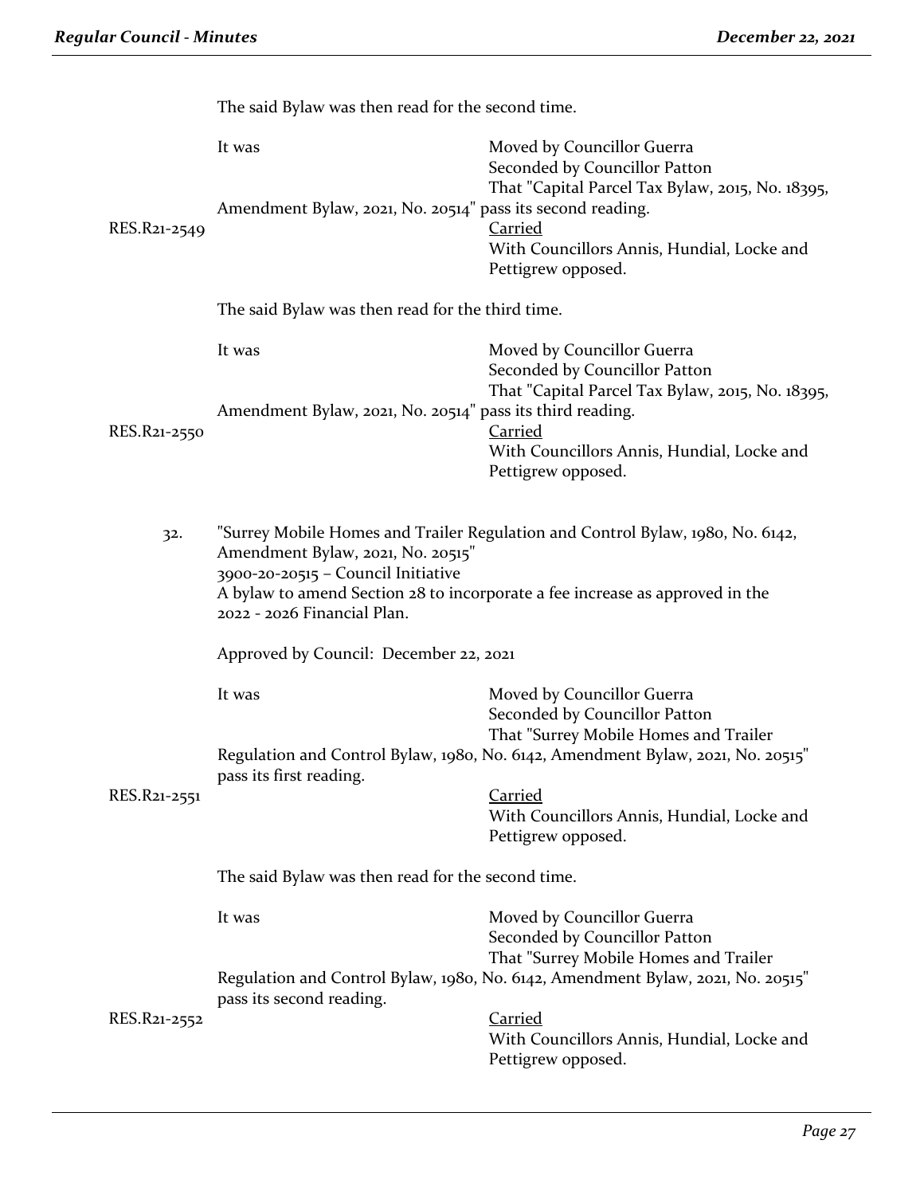The said Bylaw was then read for the second time.

It was

Moved by Councillor Guerra
Seconded by Councillor Patton
That "Capital Parcel Tax Bylaw, 2015, No. 18395, Amendment Bylaw, 2021, No. 20514" pass its second reading.

RES.R21-2549

Carried
With Councillors Annis, Hundial, Locke and Pettigrew opposed.

The said Bylaw was then read for the third time.

It was

Moved by Councillor Guerra
Seconded by Councillor Patton
That "Capital Parcel Tax Bylaw, 2015, No. 18395, Amendment Bylaw, 2021, No. 20514" pass its third reading.

RES.R21-2550

Carried
With Councillors Annis, Hundial, Locke and Pettigrew opposed.

32. "Surrey Mobile Homes and Trailer Regulation and Control Bylaw, 1980, No. 6142, Amendment Bylaw, 2021, No. 20515"
3900-20-20515 – Council Initiative
A bylaw to amend Section 28 to incorporate a fee increase as approved in the 2022 - 2026 Financial Plan.

Approved by Council: December 22, 2021

It was

Moved by Councillor Guerra
Seconded by Councillor Patton
That "Surrey Mobile Homes and Trailer Regulation and Control Bylaw, 1980, No. 6142, Amendment Bylaw, 2021, No. 20515" pass its first reading.

RES.R21-2551

Carried
With Councillors Annis, Hundial, Locke and Pettigrew opposed.

The said Bylaw was then read for the second time.

It was

Moved by Councillor Guerra
Seconded by Councillor Patton
That "Surrey Mobile Homes and Trailer Regulation and Control Bylaw, 1980, No. 6142, Amendment Bylaw, 2021, No. 20515" pass its second reading.

RES.R21-2552

Carried
With Councillors Annis, Hundial, Locke and Pettigrew opposed.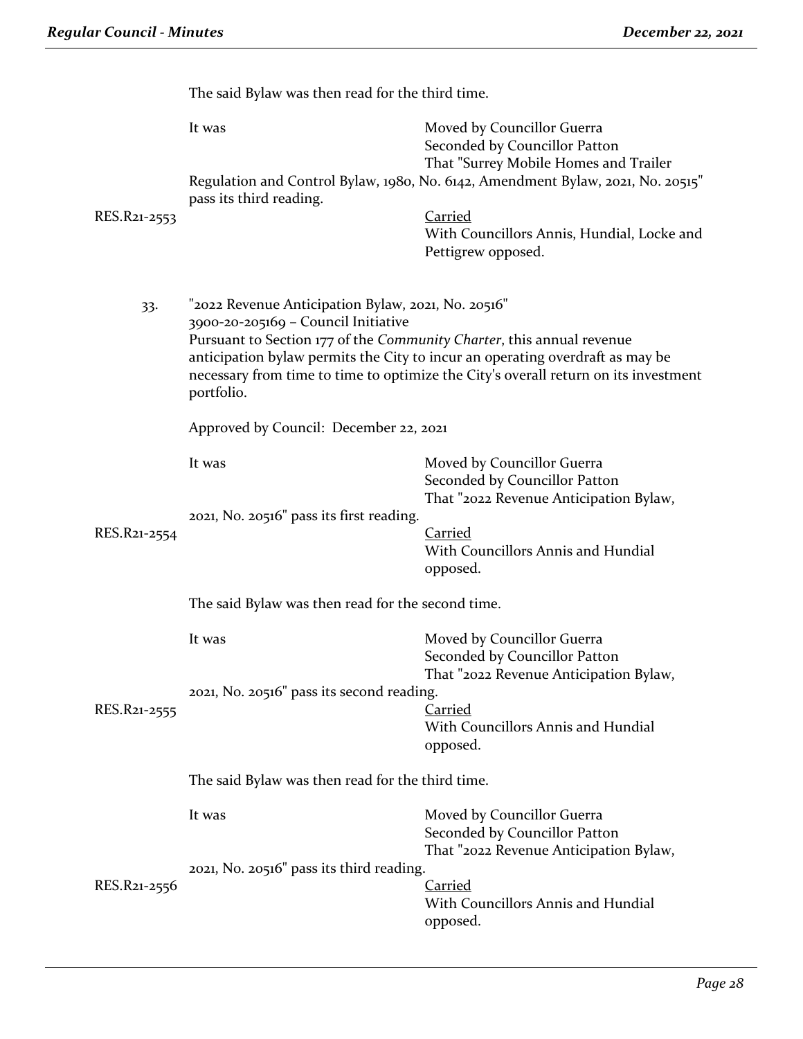The said Bylaw was then read for the third time.

It was Moved by Councillor Guerra
Seconded by Councillor Patton
That "Surrey Mobile Homes and Trailer Regulation and Control Bylaw, 1980, No. 6142, Amendment Bylaw, 2021, No. 20515" pass its third reading.

RES.R21-2553 Carried
With Councillors Annis, Hundial, Locke and Pettigrew opposed.

33. "2022 Revenue Anticipation Bylaw, 2021, No. 20516"
3900-20-205169 – Council Initiative
Pursuant to Section 177 of the *Community Charter*, this annual revenue anticipation bylaw permits the City to incur an operating overdraft as may be necessary from time to time to optimize the City's overall return on its investment portfolio.

Approved by Council: December 22, 2021

It was Moved by Councillor Guerra
Seconded by Councillor Patton
That "2022 Revenue Anticipation Bylaw, 2021, No. 20516" pass its first reading.

RES.R21-2554 Carried
With Councillors Annis and Hundial opposed.

The said Bylaw was then read for the second time.

It was Moved by Councillor Guerra
Seconded by Councillor Patton
That "2022 Revenue Anticipation Bylaw, 2021, No. 20516" pass its second reading.

RES.R21-2555 Carried
With Councillors Annis and Hundial opposed.

The said Bylaw was then read for the third time.

It was Moved by Councillor Guerra
Seconded by Councillor Patton
That "2022 Revenue Anticipation Bylaw, 2021, No. 20516" pass its third reading.

RES.R21-2556 Carried
With Councillors Annis and Hundial opposed.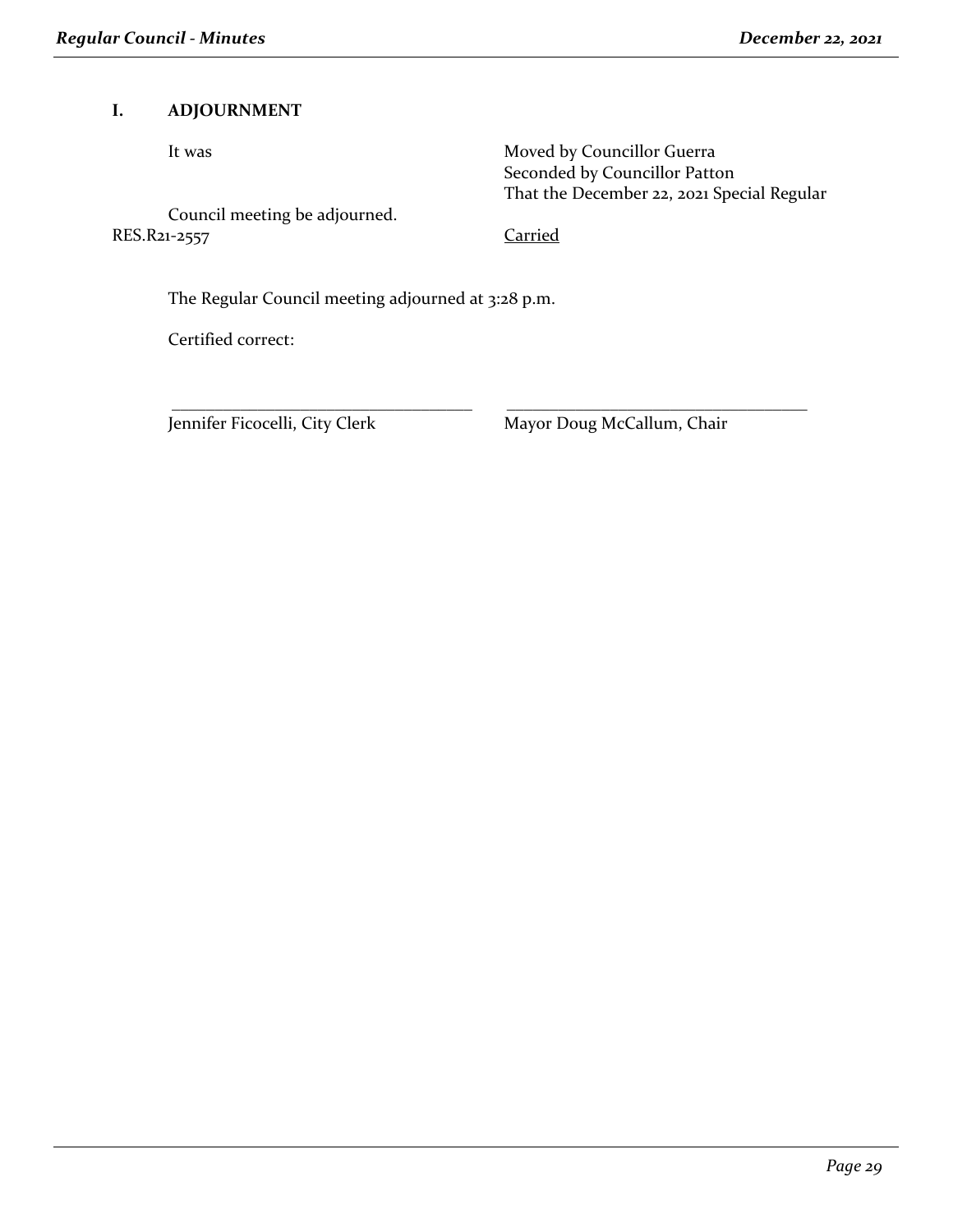## I. ADJOURNMENT

It was

Moved by Councillor Guerra
Seconded by Councillor Patton
That the December 22, 2021 Special Regular Council meeting be adjourned.

RES.R21-2557 Carried

The Regular Council meeting adjourned at 3:28 p.m.

Certified correct:

\_\_\_\_\_\_\_\_\_\_\_\_\_\_\_\_\_\_\_\_\_\_\_\_\_\_\_\_\_\_\_\_\_\_\_
Jennifer Ficocelli, City Clerk

\_\_\_\_\_\_\_\_\_\_\_\_\_\_\_\_\_\_\_\_\_\_\_\_\_\_\_\_\_\_\_\_\_\_\_
Mayor Doug McCallum, Chair